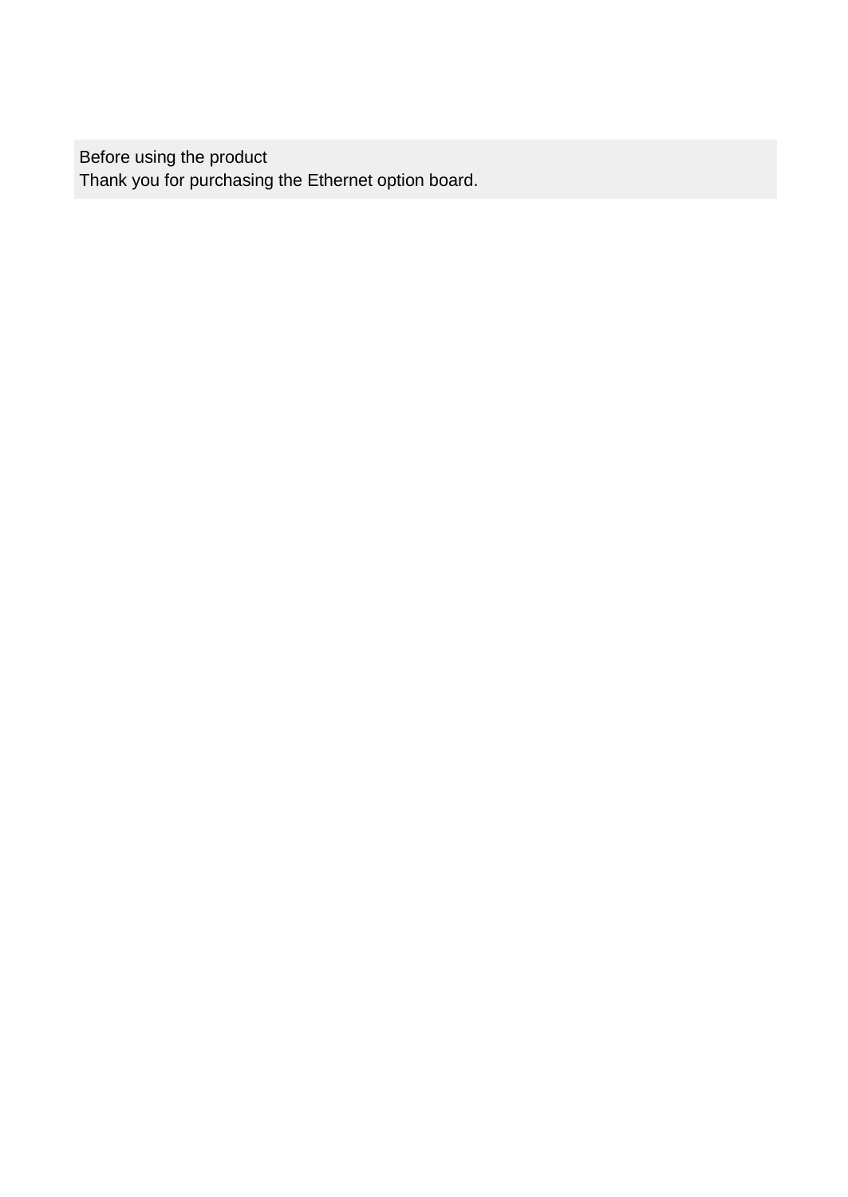Before using the product
Thank you for purchasing the Ethernet option board.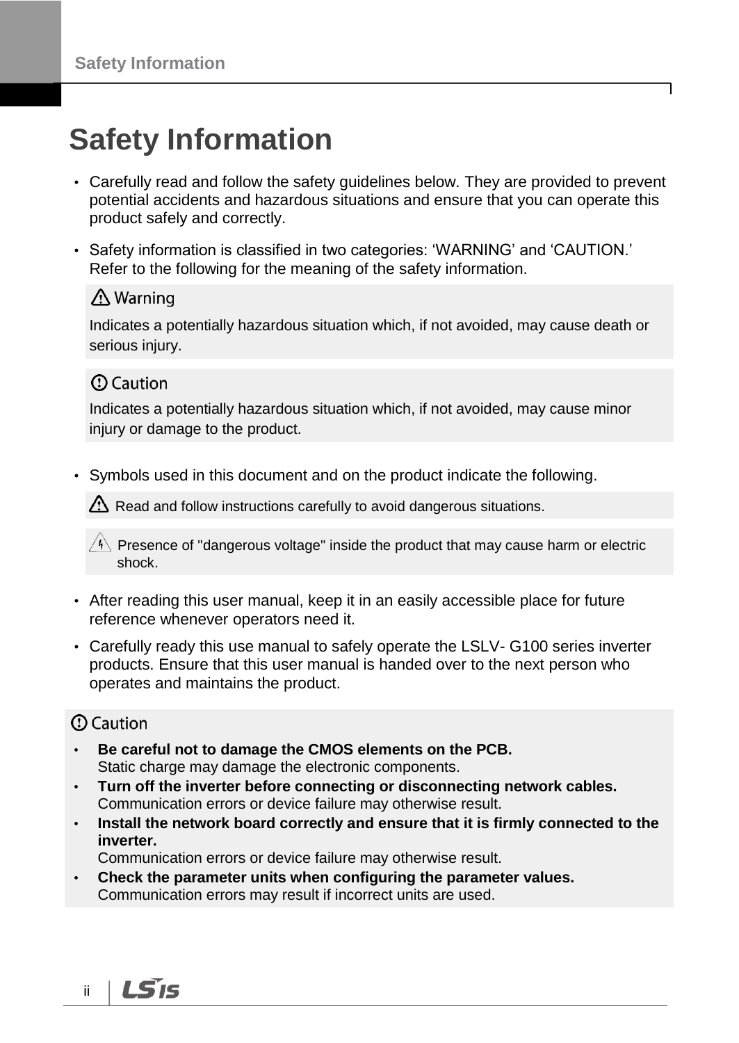# Safety Information

- Carefully read and follow the safety guidelines below. They are provided to prevent potential accidents and hazardous situations and ensure that you can operate this product safely and correctly.
- Safety information is classified in two categories: 'WARNING' and 'CAUTION.' Refer to the following for the meaning of the safety information.

> ⚠ Warning
>
> Indicates a potentially hazardous situation which, if not avoided, may cause death or serious injury.

> ⓘ Caution
>
> Indicates a potentially hazardous situation which, if not avoided, may cause minor injury or damage to the product.

- Symbols used in this document and on the product indicate the following.

> ⚠ Read and follow instructions carefully to avoid dangerous situations.

> ⚠ Presence of "dangerous voltage" inside the product that may cause harm or electric shock.

- After reading this user manual, keep it in an easily accessible place for future reference whenever operators need it.
- Carefully ready this use manual to safely operate the LSLV- G100 series inverter products. Ensure that this user manual is handed over to the next person who operates and maintains the product.

> ⓘ Caution
>
> - **Be careful not to damage the CMOS elements on the PCB.**
>   Static charge may damage the electronic components.
> - **Turn off the inverter before connecting or disconnecting network cables.**
>   Communication errors or device failure may otherwise result.
> - **Install the network board correctly and ensure that it is firmly connected to the inverter.**
>   Communication errors or device failure may otherwise result.
> - **Check the parameter units when configuring the parameter values.**
>   Communication errors may result if incorrect units are used.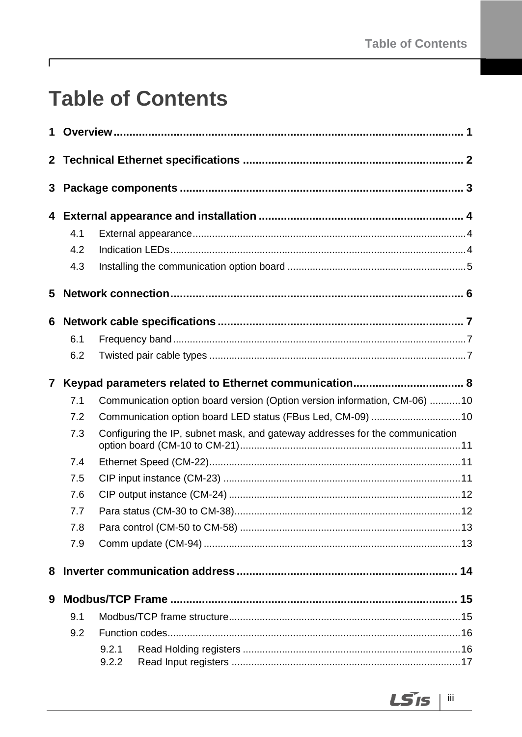# Table of Contents

**1 Overview** ........................................................................................................ 1

**2 Technical Ethernet specifications** ..................................................................... 2

**3 Package components** ......................................................................................... 3

**4 External appearance and installation** ................................................................. 4

- 4.1 External appearance ........................................................................................ 4
- 4.2 Indication LEDs ................................................................................................ 4
- 4.3 Installing the communication option board ........................................................ 5

**5 Network connection** ........................................................................................... 6

**6 Network cable specifications** ............................................................................. 7

- 6.1 Frequency band ................................................................................................ 7
- 6.2 Twisted pair cable types .................................................................................... 7

**7 Keypad parameters related to Ethernet communication** ...................................... 8

- 7.1 Communication option board version (Option version information, CM-06) ........... 10
- 7.2 Communication option board LED status (FBus Led, CM-09) ................................ 10
- 7.3 Configuring the IP, subnet mask, and gateway addresses for the communication option board (CM-10 to CM-21) ........................................................................ 11
- 7.4 Ethernet Speed (CM-22) .................................................................................... 11
- 7.5 CIP input instance (CM-23) ................................................................................ 11
- 7.6 CIP output instance (CM-24) .............................................................................. 12
- 7.7 Para status (CM-30 to CM-38) ............................................................................. 12
- 7.8 Para control (CM-50 to CM-58) ........................................................................... 13
- 7.9 Comm update (CM-94) ....................................................................................... 13

**8 Inverter communication address** ...................................................................... 14

**9 Modbus/TCP Frame** ........................................................................................... 15

- 9.1 Modbus/TCP frame structure ............................................................................. 15
- 9.2 Function codes .................................................................................................. 16
  - 9.2.1 Read Holding registers .............................................................................. 16
  - 9.2.2 Read Input registers .................................................................................. 17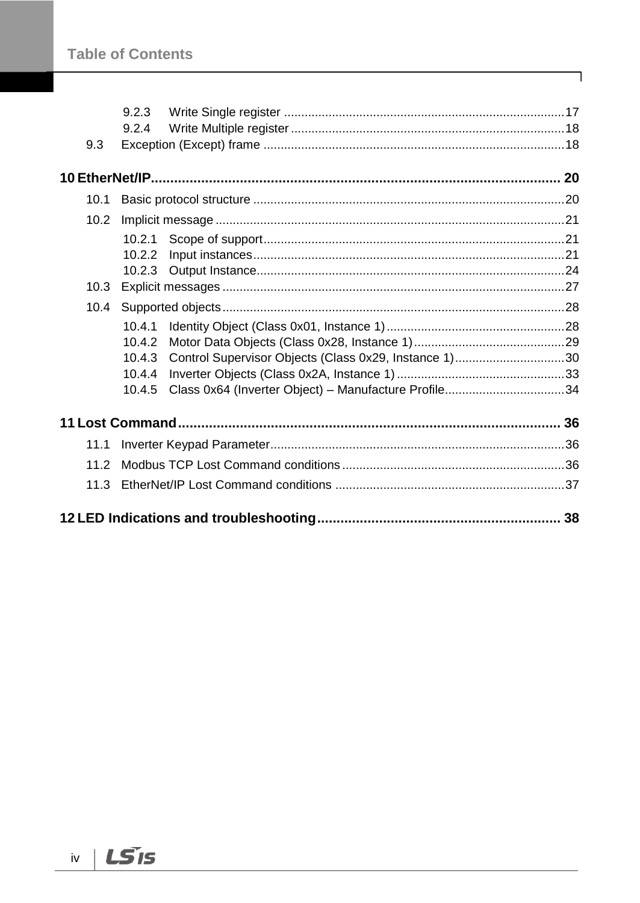9.2.3 Write Single register ..........17
9.2.4 Write Multiple register ..........18
9.3 Exception (Except) frame ..........18

**10 EtherNet/IP .......... 20**

10.1 Basic protocol structure ..........20
10.2 Implicit message ..........21
10.2.1 Scope of support..........21
10.2.2 Input instances..........21
10.2.3 Output Instance..........24
10.3 Explicit messages ..........27
10.4 Supported objects..........28
10.4.1 Identity Object (Class 0x01, Instance 1)..........28
10.4.2 Motor Data Objects (Class 0x28, Instance 1)..........29
10.4.3 Control Supervisor Objects (Class 0x29, Instance 1)..........30
10.4.4 Inverter Objects (Class 0x2A, Instance 1)..........33
10.4.5 Class 0x64 (Inverter Object) – Manufacture Profile..........34

**11 Lost Command .......... 36**

11.1 Inverter Keypad Parameter..........36
11.2 Modbus TCP Lost Command conditions..........36
11.3 EtherNet/IP Lost Command conditions ..........37

**12 LED Indications and troubleshooting .......... 38**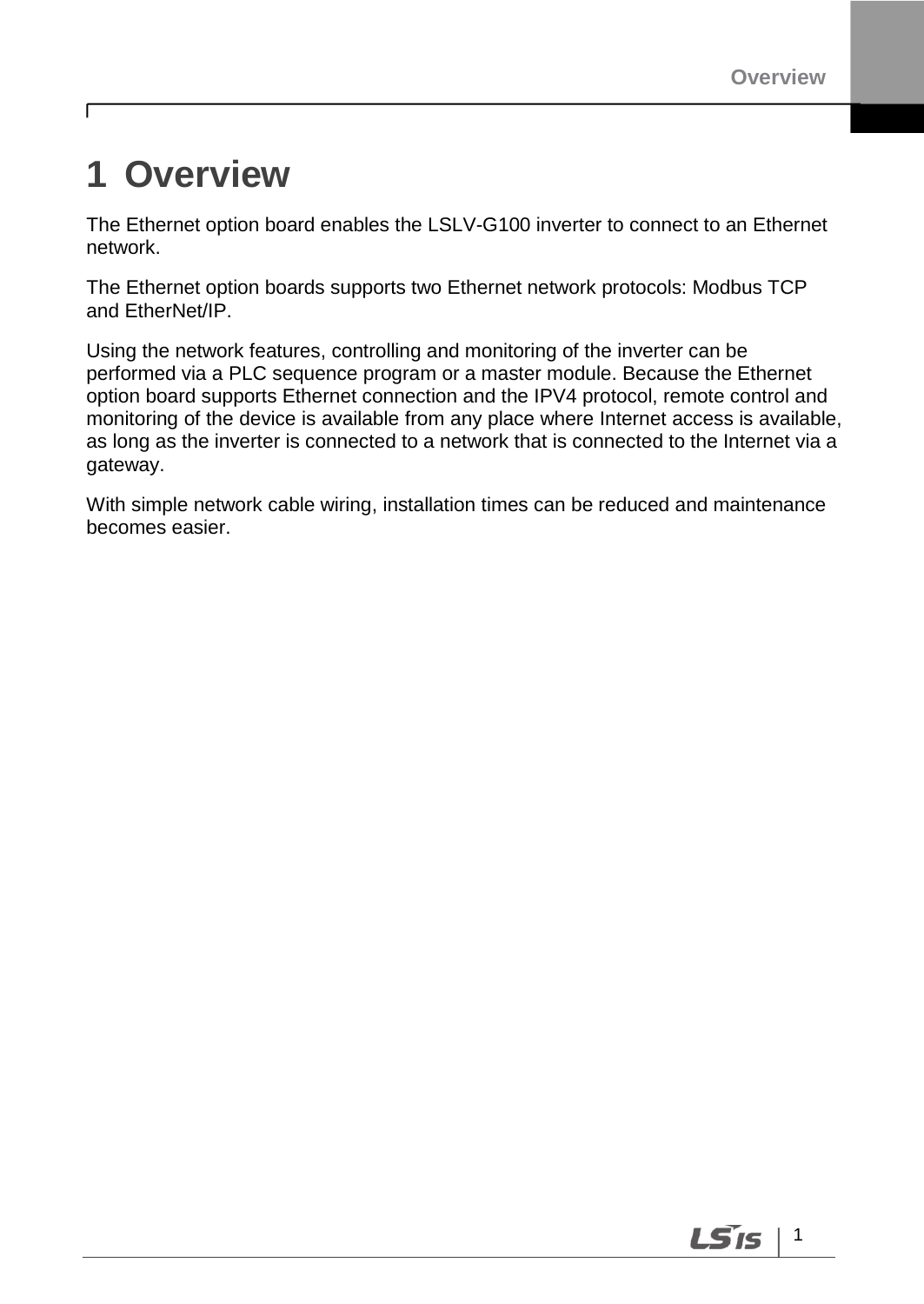# 1 Overview

The Ethernet option board enables the LSLV-G100 inverter to connect to an Ethernet network.

The Ethernet option boards supports two Ethernet network protocols: Modbus TCP and EtherNet/IP.

Using the network features, controlling and monitoring of the inverter can be performed via a PLC sequence program or a master module. Because the Ethernet option board supports Ethernet connection and the IPV4 protocol, remote control and monitoring of the device is available from any place where Internet access is available, as long as the inverter is connected to a network that is connected to the Internet via a gateway.

With simple network cable wiring, installation times can be reduced and maintenance becomes easier.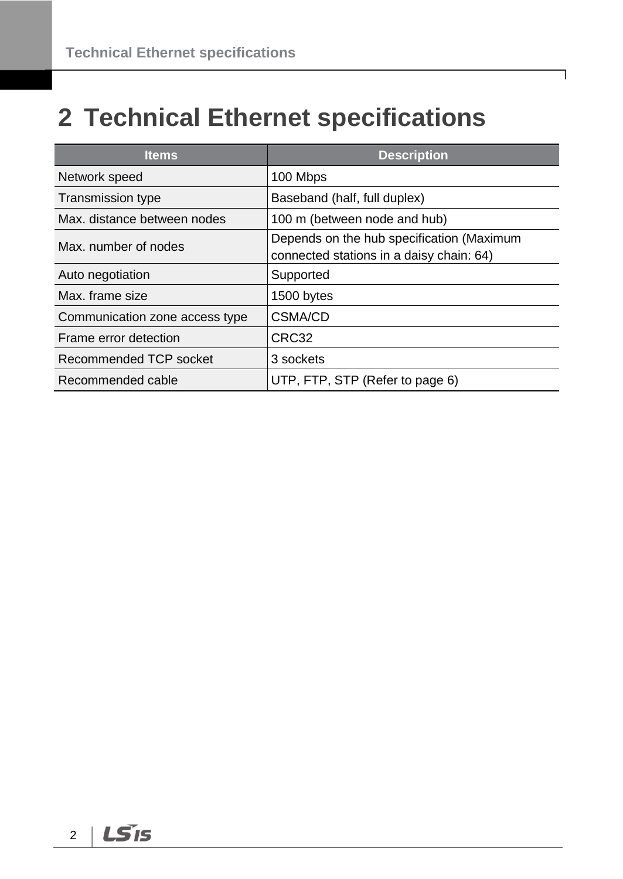# 2 Technical Ethernet specifications

| Items | Description |
| --- | --- |
| Network speed | 100 Mbps |
| Transmission type | Baseband (half, full duplex) |
| Max. distance between nodes | 100 m (between node and hub) |
| Max. number of nodes | Depends on the hub specification (Maximum connected stations in a daisy chain: 64) |
| Auto negotiation | Supported |
| Max. frame size | 1500 bytes |
| Communication zone access type | CSMA/CD |
| Frame error detection | CRC32 |
| Recommended TCP socket | 3 sockets |
| Recommended cable | UTP, FTP, STP (Refer to page 6) |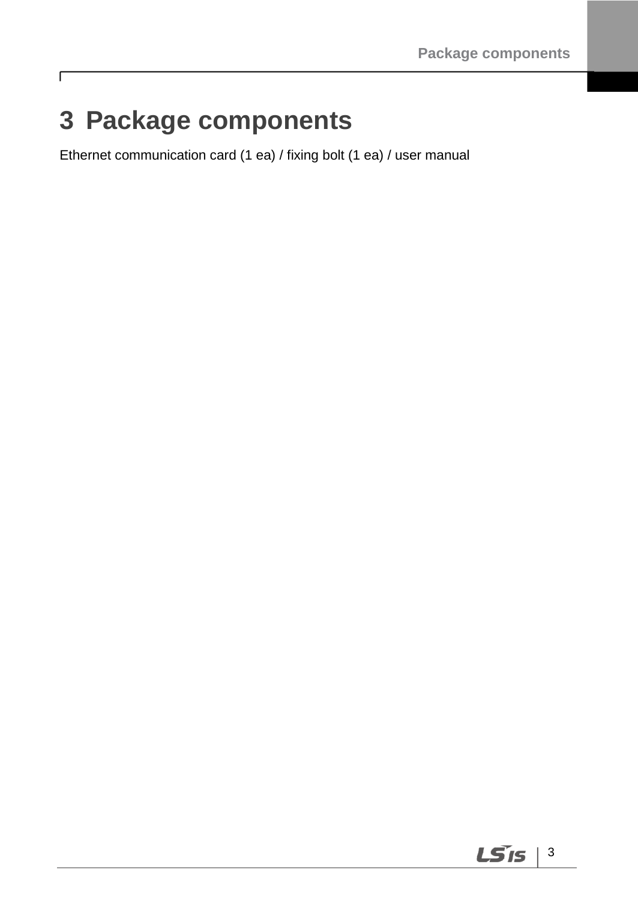# 3 Package components

Ethernet communication card (1 ea) / fixing bolt (1 ea) / user manual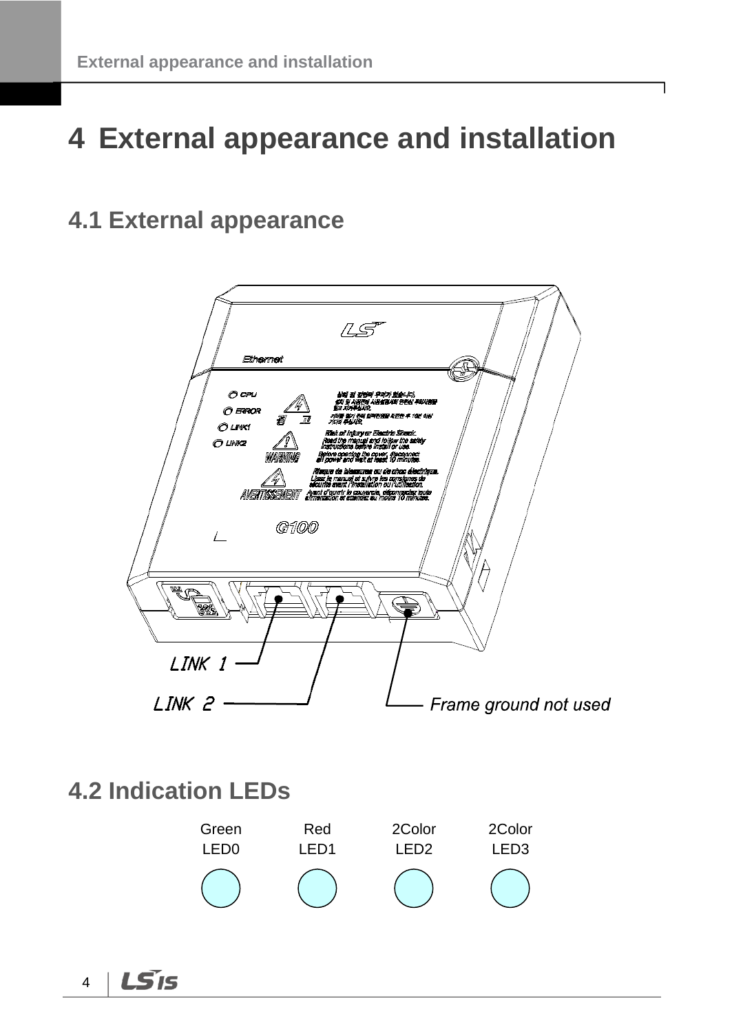# 4 External appearance and installation

## 4.1 External appearance

LINK 1

LINK 2

Frame ground not used

## 4.2 Indication LEDs

| Green | Red | 2Color | 2Color |
|---|---|---|---|
| LED0 | LED1 | LED2 | LED3 |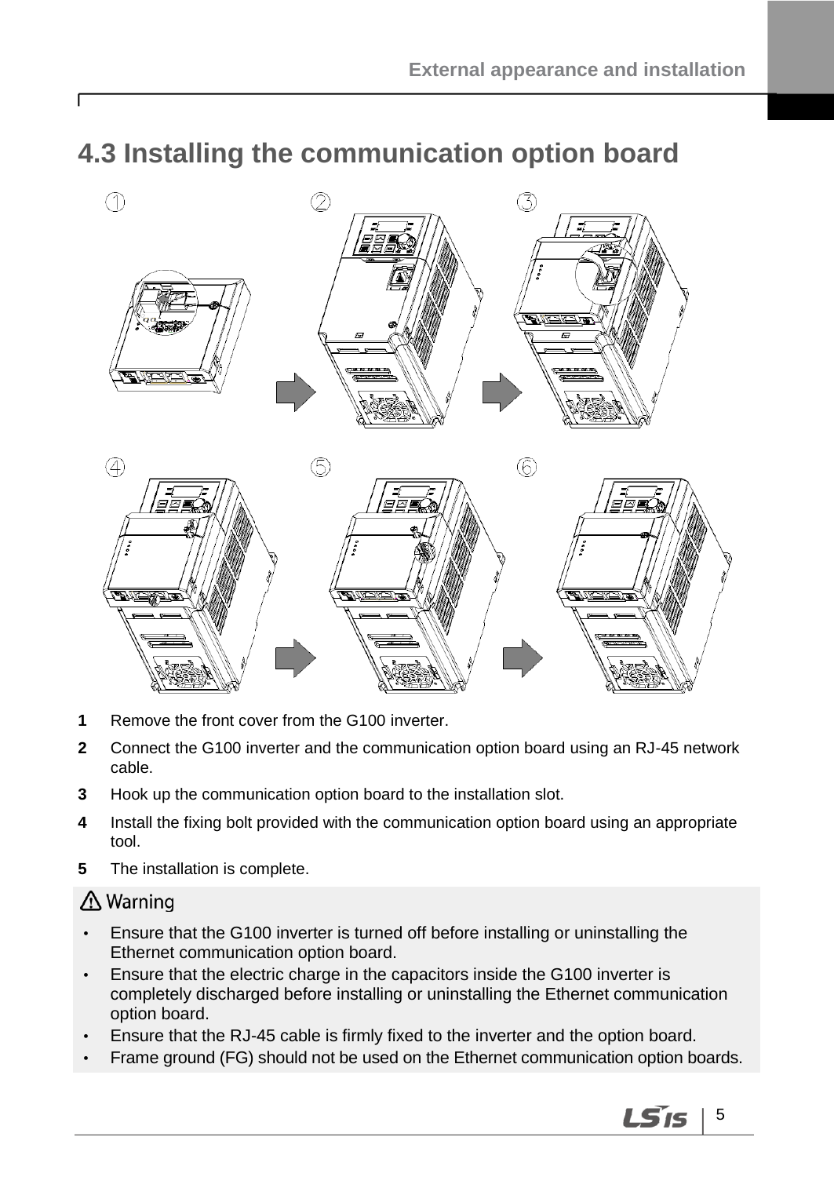## 4.3 Installing the communication option board

1. Remove the front cover from the G100 inverter.
2. Connect the G100 inverter and the communication option board using an RJ-45 network cable.
3. Hook up the communication option board to the installation slot.
4. Install the fixing bolt provided with the communication option board using an appropriate tool.
5. The installation is complete.

**⚠ Warning**

- Ensure that the G100 inverter is turned off before installing or uninstalling the Ethernet communication option board.
- Ensure that the electric charge in the capacitors inside the G100 inverter is completely discharged before installing or uninstalling the Ethernet communication option board.
- Ensure that the RJ-45 cable is firmly fixed to the inverter and the option board.
- Frame ground (FG) should not be used on the Ethernet communication option boards.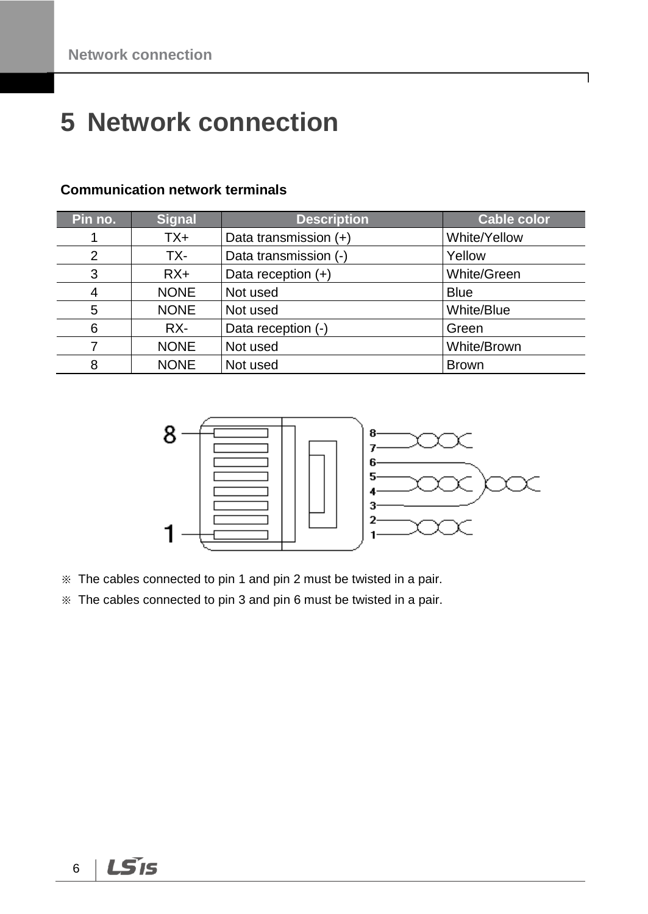# 5 Network connection

**Communication network terminals**

| Pin no. | Signal | Description | Cable color |
|---|---|---|---|
| 1 | TX+ | Data transmission (+) | White/Yellow |
| 2 | TX- | Data transmission (-) | Yellow |
| 3 | RX+ | Data reception (+) | White/Green |
| 4 | NONE | Not used | Blue |
| 5 | NONE | Not used | White/Blue |
| 6 | RX- | Data reception (-) | Green |
| 7 | NONE | Not used | White/Brown |
| 8 | NONE | Not used | Brown |

※ The cables connected to pin 1 and pin 2 must be twisted in a pair.

※ The cables connected to pin 3 and pin 6 must be twisted in a pair.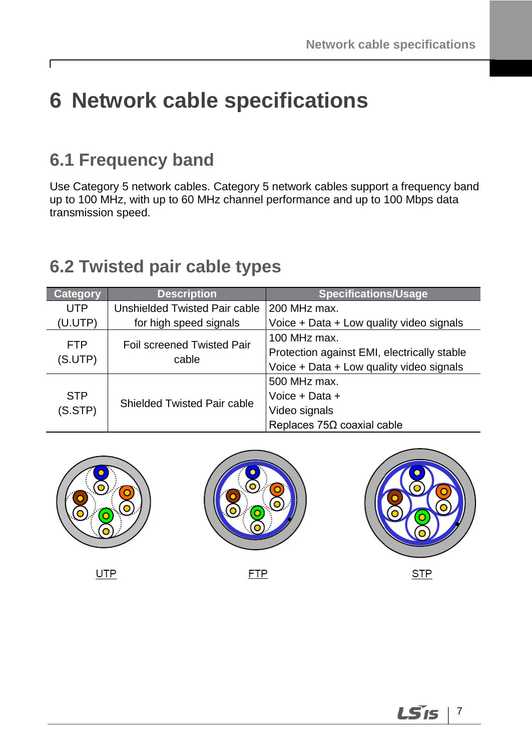# 6 Network cable specifications

## 6.1 Frequency band

Use Category 5 network cables. Category 5 network cables support a frequency band up to 100 MHz, with up to 60 MHz channel performance and up to 100 Mbps data transmission speed.

## 6.2 Twisted pair cable types

| Category | Description | Specifications/Usage |
|---|---|---|
| UTP (U.UTP) | Unshielded Twisted Pair cable for high speed signals | 200 MHz max.<br>Voice + Data + Low quality video signals |
| FTP (S.UTP) | Foil screened Twisted Pair cable | 100 MHz max.<br>Protection against EMI, electrically stable<br>Voice + Data + Low quality video signals |
| STP (S.STP) | Shielded Twisted Pair cable | 500 MHz max.<br>Voice + Data +<br>Video signals<br>Replaces 75Ω coaxial cable |

UTP FTP STP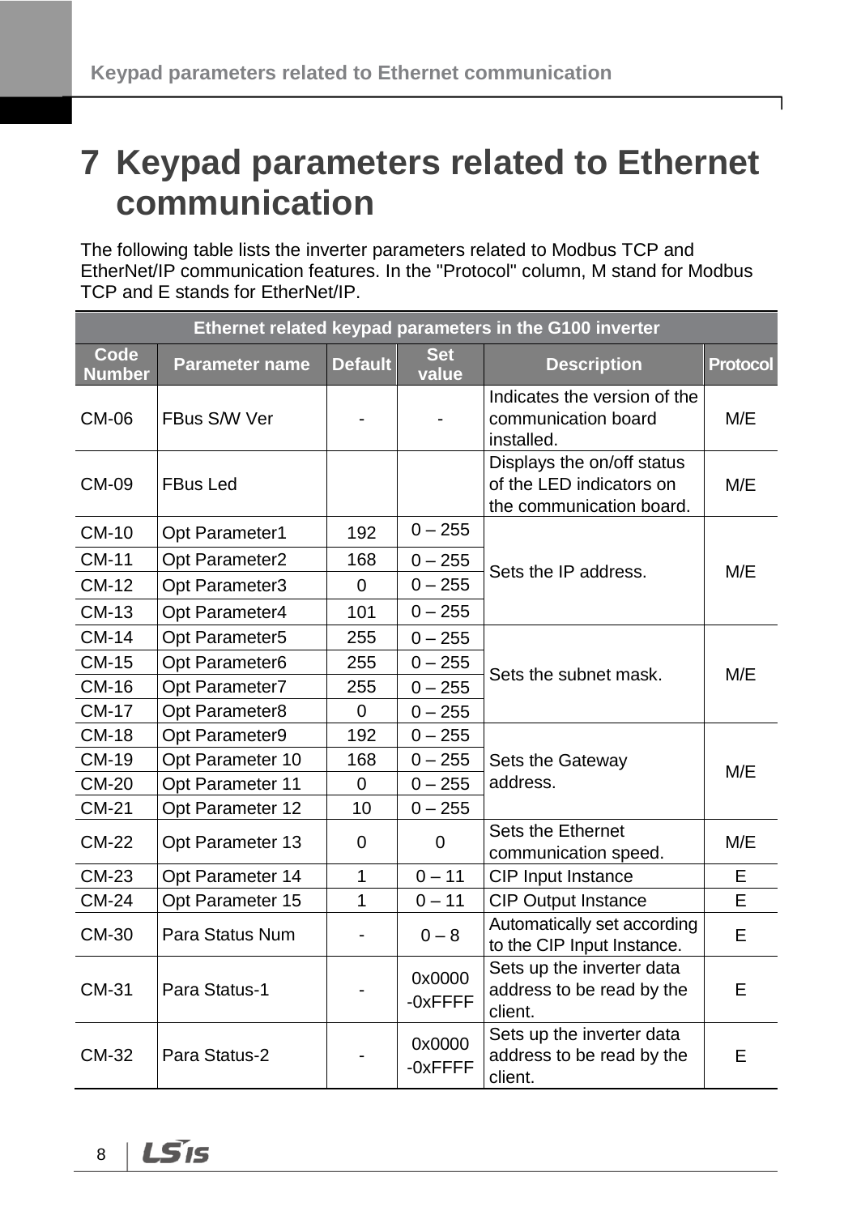# 7 Keypad parameters related to Ethernet communication

The following table lists the inverter parameters related to Modbus TCP and EtherNet/IP communication features. In the "Protocol" column, M stand for Modbus TCP and E stands for EtherNet/IP.

| Ethernet related keypad parameters in the G100 inverter | | | | | |
|---|---|---|---|---|---|
| **Code Number** | **Parameter name** | **Default** | **Set value** | **Description** | **Protocol** |
| CM-06 | FBus S/W Ver | - | - | Indicates the version of the communication board installed. | M/E |
| CM-09 | FBus Led | | | Displays the on/off status of the LED indicators on the communication board. | M/E |
| CM-10 | Opt Parameter1 | 192 | 0 – 255 | Sets the IP address. | M/E |
| CM-11 | Opt Parameter2 | 168 | 0 – 255 | | |
| CM-12 | Opt Parameter3 | 0 | 0 – 255 | | |
| CM-13 | Opt Parameter4 | 101 | 0 – 255 | | |
| CM-14 | Opt Parameter5 | 255 | 0 – 255 | Sets the subnet mask. | M/E |
| CM-15 | Opt Parameter6 | 255 | 0 – 255 | | |
| CM-16 | Opt Parameter7 | 255 | 0 – 255 | | |
| CM-17 | Opt Parameter8 | 0 | 0 – 255 | | |
| CM-18 | Opt Parameter9 | 192 | 0 – 255 | Sets the Gateway address. | M/E |
| CM-19 | Opt Parameter 10 | 168 | 0 – 255 | | |
| CM-20 | Opt Parameter 11 | 0 | 0 – 255 | | |
| CM-21 | Opt Parameter 12 | 10 | 0 – 255 | | |
| CM-22 | Opt Parameter 13 | 0 | 0 | Sets the Ethernet communication speed. | M/E |
| CM-23 | Opt Parameter 14 | 1 | 0 – 11 | CIP Input Instance | E |
| CM-24 | Opt Parameter 15 | 1 | 0 – 11 | CIP Output Instance | E |
| CM-30 | Para Status Num | - | 0 – 8 | Automatically set according to the CIP Input Instance. | E |
| CM-31 | Para Status-1 | - | 0x0000 -0xFFFF | Sets up the inverter data address to be read by the client. | E |
| CM-32 | Para Status-2 | - | 0x0000 -0xFFFF | Sets up the inverter data address to be read by the client. | E |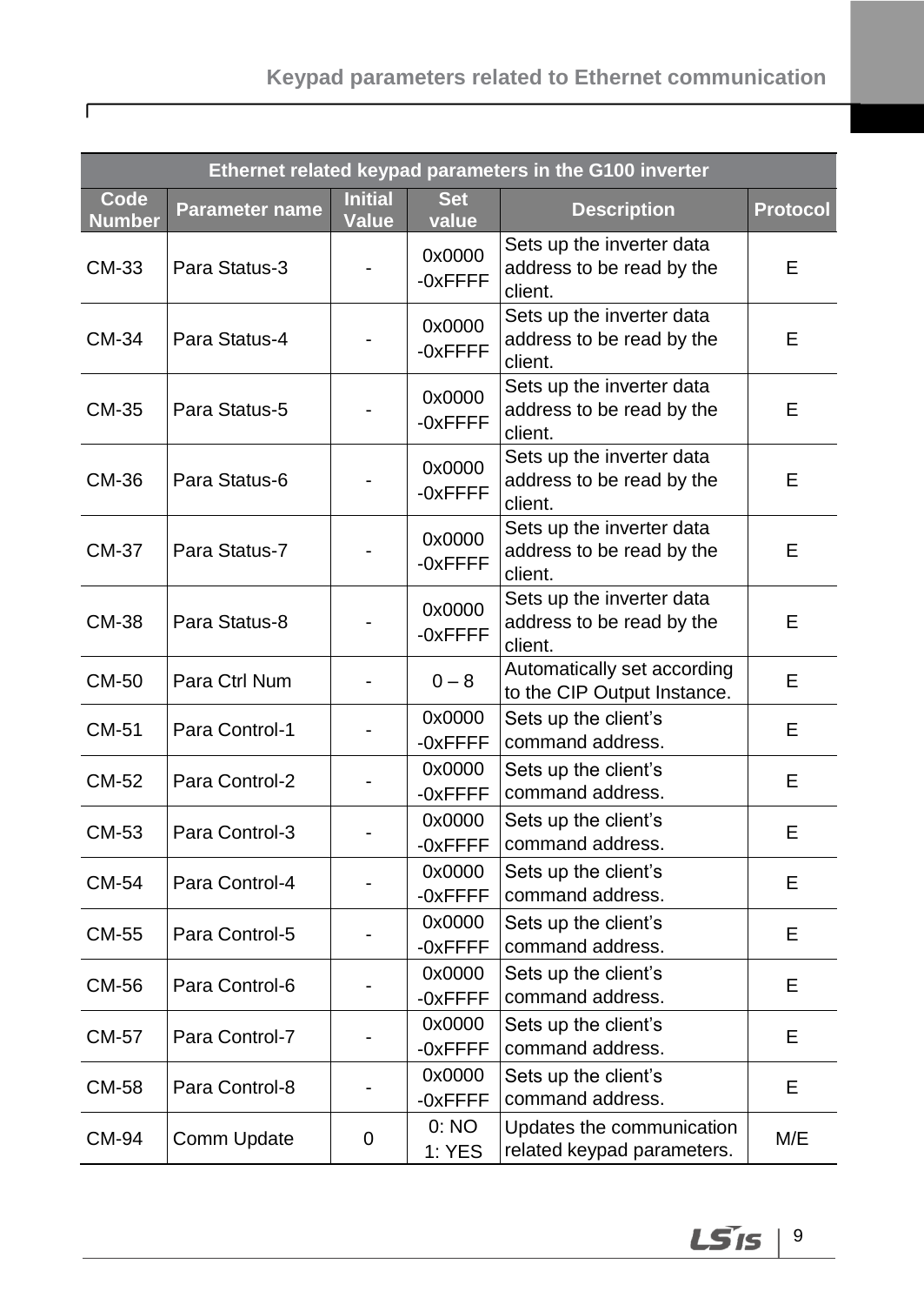| Ethernet related keypad parameters in the G100 inverter | | | | | |
|---|---|---|---|---|---|
| Code Number | Parameter name | Initial Value | Set value | Description | Protocol |
| CM-33 | Para Status-3 | - | 0x0000 -0xFFFF | Sets up the inverter data address to be read by the client. | E |
| CM-34 | Para Status-4 | - | 0x0000 -0xFFFF | Sets up the inverter data address to be read by the client. | E |
| CM-35 | Para Status-5 | - | 0x0000 -0xFFFF | Sets up the inverter data address to be read by the client. | E |
| CM-36 | Para Status-6 | - | 0x0000 -0xFFFF | Sets up the inverter data address to be read by the client. | E |
| CM-37 | Para Status-7 | - | 0x0000 -0xFFFF | Sets up the inverter data address to be read by the client. | E |
| CM-38 | Para Status-8 | - | 0x0000 -0xFFFF | Sets up the inverter data address to be read by the client. | E |
| CM-50 | Para Ctrl Num | - | 0 – 8 | Automatically set according to the CIP Output Instance. | E |
| CM-51 | Para Control-1 | - | 0x0000 -0xFFFF | Sets up the client's command address. | E |
| CM-52 | Para Control-2 | - | 0x0000 -0xFFFF | Sets up the client's command address. | E |
| CM-53 | Para Control-3 | - | 0x0000 -0xFFFF | Sets up the client's command address. | E |
| CM-54 | Para Control-4 | - | 0x0000 -0xFFFF | Sets up the client's command address. | E |
| CM-55 | Para Control-5 | - | 0x0000 -0xFFFF | Sets up the client's command address. | E |
| CM-56 | Para Control-6 | - | 0x0000 -0xFFFF | Sets up the client's command address. | E |
| CM-57 | Para Control-7 | - | 0x0000 -0xFFFF | Sets up the client's command address. | E |
| CM-58 | Para Control-8 | - | 0x0000 -0xFFFF | Sets up the client's command address. | E |
| CM-94 | Comm Update | 0 | 0: NO 1: YES | Updates the communication related keypad parameters. | M/E |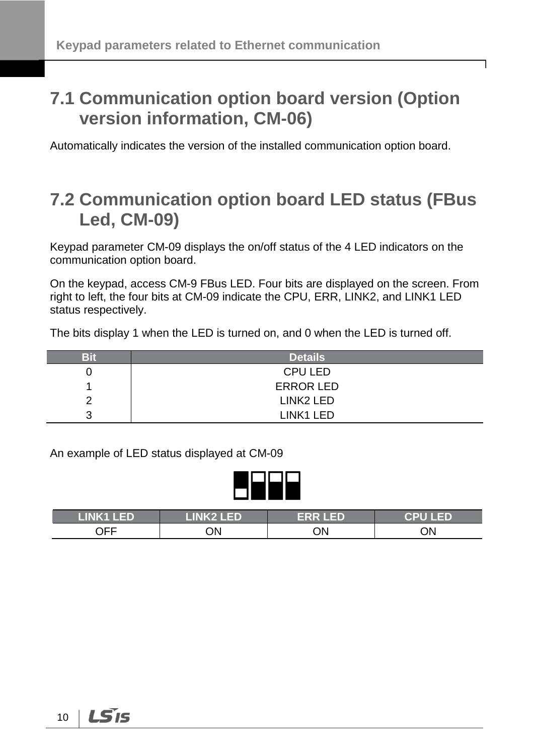# 7.1 Communication option board version (Option version information, CM-06)

Automatically indicates the version of the installed communication option board.

# 7.2 Communication option board LED status (FBus Led, CM-09)

Keypad parameter CM-09 displays the on/off status of the 4 LED indicators on the communication option board.

On the keypad, access CM-9 FBus LED. Four bits are displayed on the screen. From right to left, the four bits at CM-09 indicate the CPU, ERR, LINK2, and LINK1 LED status respectively.

The bits display 1 when the LED is turned on, and 0 when the LED is turned off.

| Bit | Details |
|---|---|
| 0 | CPU LED |
| 1 | ERROR LED |
| 2 | LINK2 LED |
| 3 | LINK1 LED |

An example of LED status displayed at CM-09

| LINK1 LED | LINK2 LED | ERR LED | CPU LED |
|---|---|---|---|
| OFF | ON | ON | ON |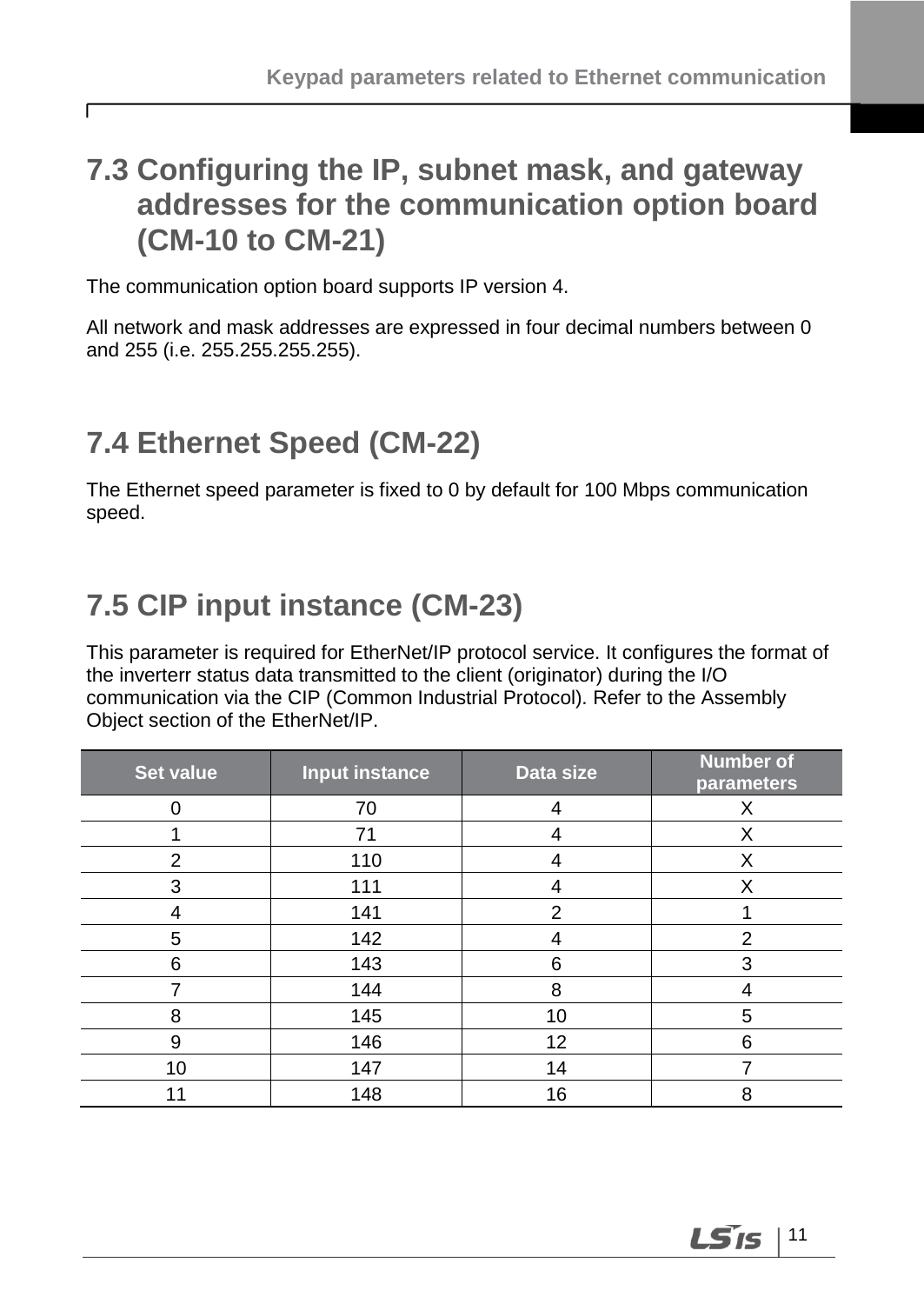## 7.3 Configuring the IP, subnet mask, and gateway addresses for the communication option board (CM-10 to CM-21)

The communication option board supports IP version 4.

All network and mask addresses are expressed in four decimal numbers between 0 and 255 (i.e. 255.255.255.255).

## 7.4 Ethernet Speed (CM-22)

The Ethernet speed parameter is fixed to 0 by default for 100 Mbps communication speed.

## 7.5 CIP input instance (CM-23)

This parameter is required for EtherNet/IP protocol service. It configures the format of the inverterr status data transmitted to the client (originator) during the I/O communication via the CIP (Common Industrial Protocol). Refer to the Assembly Object section of the EtherNet/IP.

| Set value | Input instance | Data size | Number of parameters |
|---|---|---|---|
| 0 | 70 | 4 | X |
| 1 | 71 | 4 | X |
| 2 | 110 | 4 | X |
| 3 | 111 | 4 | X |
| 4 | 141 | 2 | 1 |
| 5 | 142 | 4 | 2 |
| 6 | 143 | 6 | 3 |
| 7 | 144 | 8 | 4 |
| 8 | 145 | 10 | 5 |
| 9 | 146 | 12 | 6 |
| 10 | 147 | 14 | 7 |
| 11 | 148 | 16 | 8 |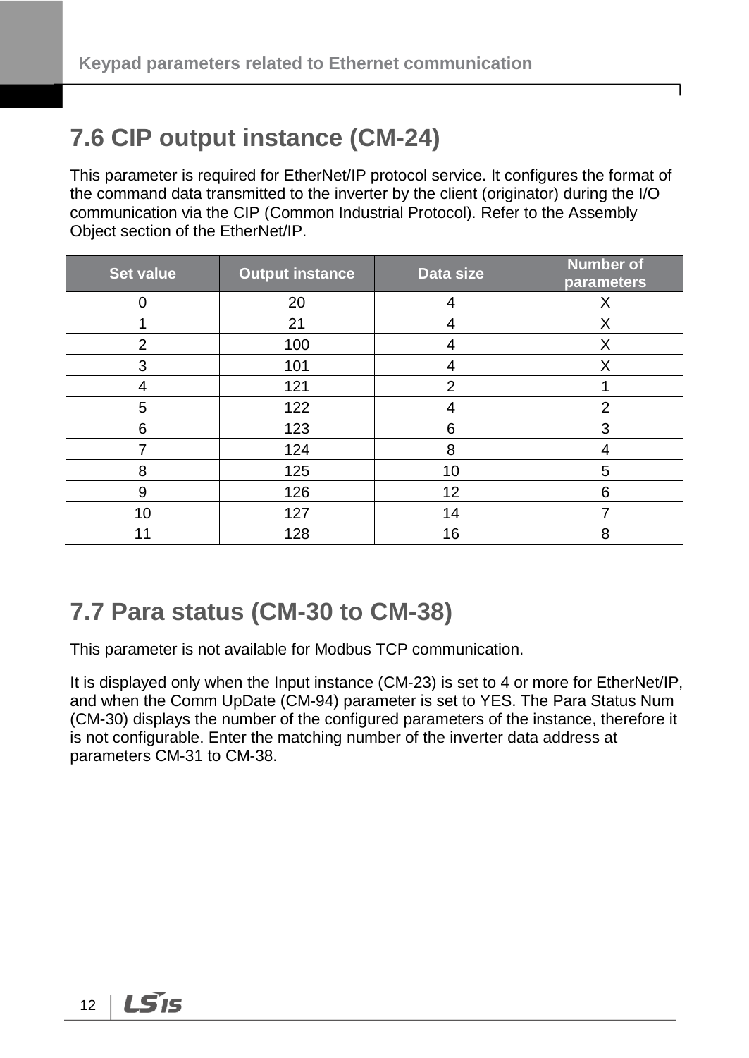## 7.6 CIP output instance (CM-24)

This parameter is required for EtherNet/IP protocol service. It configures the format of the command data transmitted to the inverter by the client (originator) during the I/O communication via the CIP (Common Industrial Protocol). Refer to the Assembly Object section of the EtherNet/IP.

| Set value | Output instance | Data size | Number of parameters |
|---|---|---|---|
| 0 | 20 | 4 | X |
| 1 | 21 | 4 | X |
| 2 | 100 | 4 | X |
| 3 | 101 | 4 | X |
| 4 | 121 | 2 | 1 |
| 5 | 122 | 4 | 2 |
| 6 | 123 | 6 | 3 |
| 7 | 124 | 8 | 4 |
| 8 | 125 | 10 | 5 |
| 9 | 126 | 12 | 6 |
| 10 | 127 | 14 | 7 |
| 11 | 128 | 16 | 8 |

## 7.7 Para status (CM-30 to CM-38)

This parameter is not available for Modbus TCP communication.

It is displayed only when the Input instance (CM-23) is set to 4 or more for EtherNet/IP, and when the Comm UpDate (CM-94) parameter is set to YES. The Para Status Num (CM-30) displays the number of the configured parameters of the instance, therefore it is not configurable. Enter the matching number of the inverter data address at parameters CM-31 to CM-38.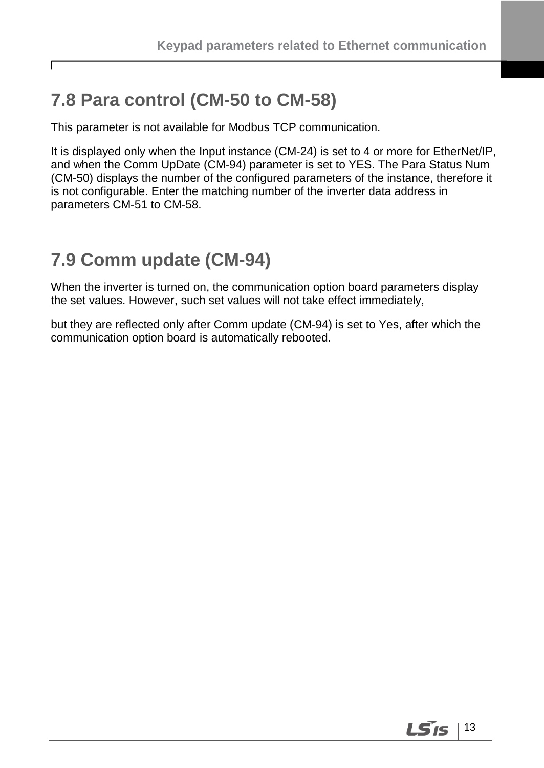## 7.8 Para control (CM-50 to CM-58)

This parameter is not available for Modbus TCP communication.

It is displayed only when the Input instance (CM-24) is set to 4 or more for EtherNet/IP, and when the Comm UpDate (CM-94) parameter is set to YES. The Para Status Num (CM-50) displays the number of the configured parameters of the instance, therefore it is not configurable. Enter the matching number of the inverter data address in parameters CM-51 to CM-58.

## 7.9 Comm update (CM-94)

When the inverter is turned on, the communication option board parameters display the set values. However, such set values will not take effect immediately,

but they are reflected only after Comm update (CM-94) is set to Yes, after which the communication option board is automatically rebooted.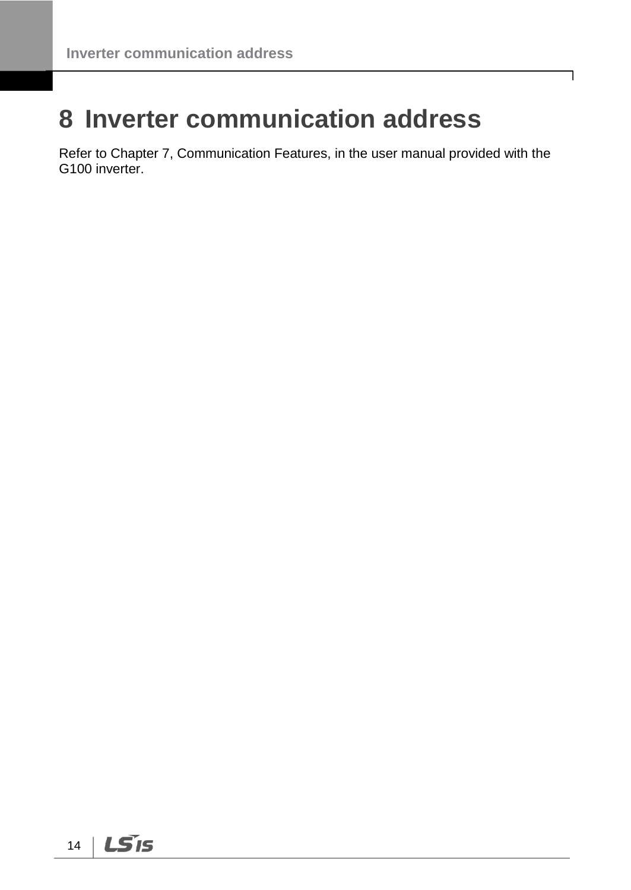# 8 Inverter communication address

Refer to Chapter 7, Communication Features, in the user manual provided with the G100 inverter.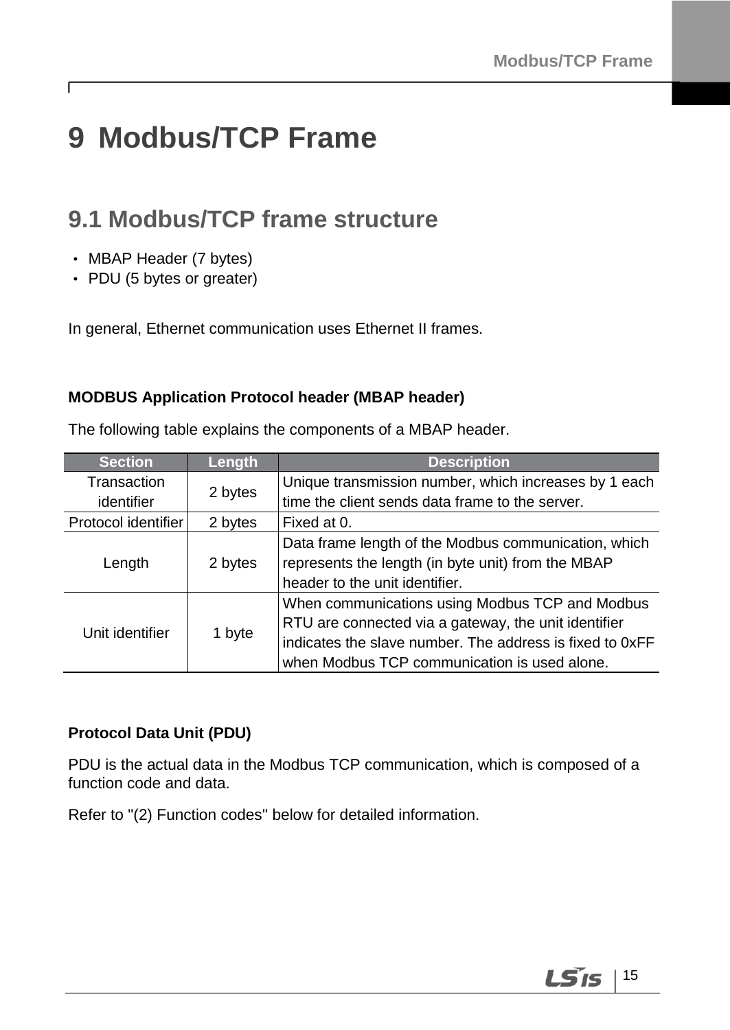# 9 Modbus/TCP Frame

## 9.1 Modbus/TCP frame structure

- MBAP Header (7 bytes)
- PDU (5 bytes or greater)

In general, Ethernet communication uses Ethernet II frames.

**MODBUS Application Protocol header (MBAP header)**

The following table explains the components of a MBAP header.

| Section | Length | Description |
|---|---|---|
| Transaction identifier | 2 bytes | Unique transmission number, which increases by 1 each time the client sends data frame to the server. |
| Protocol identifier | 2 bytes | Fixed at 0. |
| Length | 2 bytes | Data frame length of the Modbus communication, which represents the length (in byte unit) from the MBAP header to the unit identifier. |
| Unit identifier | 1 byte | When communications using Modbus TCP and Modbus RTU are connected via a gateway, the unit identifier indicates the slave number. The address is fixed to 0xFF when Modbus TCP communication is used alone. |

**Protocol Data Unit (PDU)**

PDU is the actual data in the Modbus TCP communication, which is composed of a function code and data.

Refer to "(2) Function codes" below for detailed information.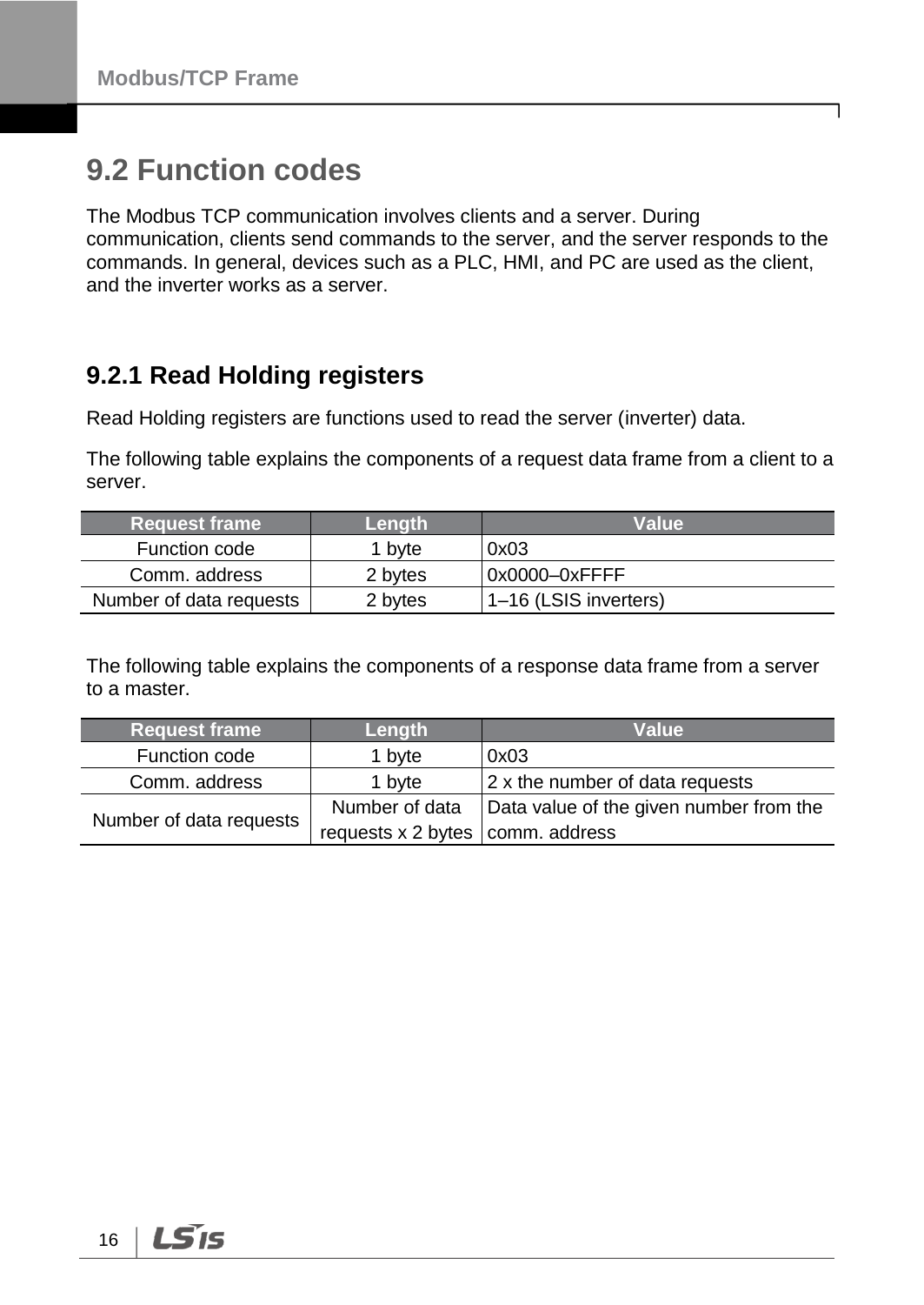## 9.2 Function codes

The Modbus TCP communication involves clients and a server. During communication, clients send commands to the server, and the server responds to the commands. In general, devices such as a PLC, HMI, and PC are used as the client, and the inverter works as a server.

### 9.2.1 Read Holding registers

Read Holding registers are functions used to read the server (inverter) data.

The following table explains the components of a request data frame from a client to a server.

| Request frame | Length | Value |
|---|---|---|
| Function code | 1 byte | 0x03 |
| Comm. address | 2 bytes | 0x0000–0xFFFF |
| Number of data requests | 2 bytes | 1–16 (LSIS inverters) |

The following table explains the components of a response data frame from a server to a master.

| Request frame | Length | Value |
|---|---|---|
| Function code | 1 byte | 0x03 |
| Comm. address | 1 byte | 2 x the number of data requests |
| Number of data requests | Number of data requests x 2 bytes | Data value of the given number from the comm. address |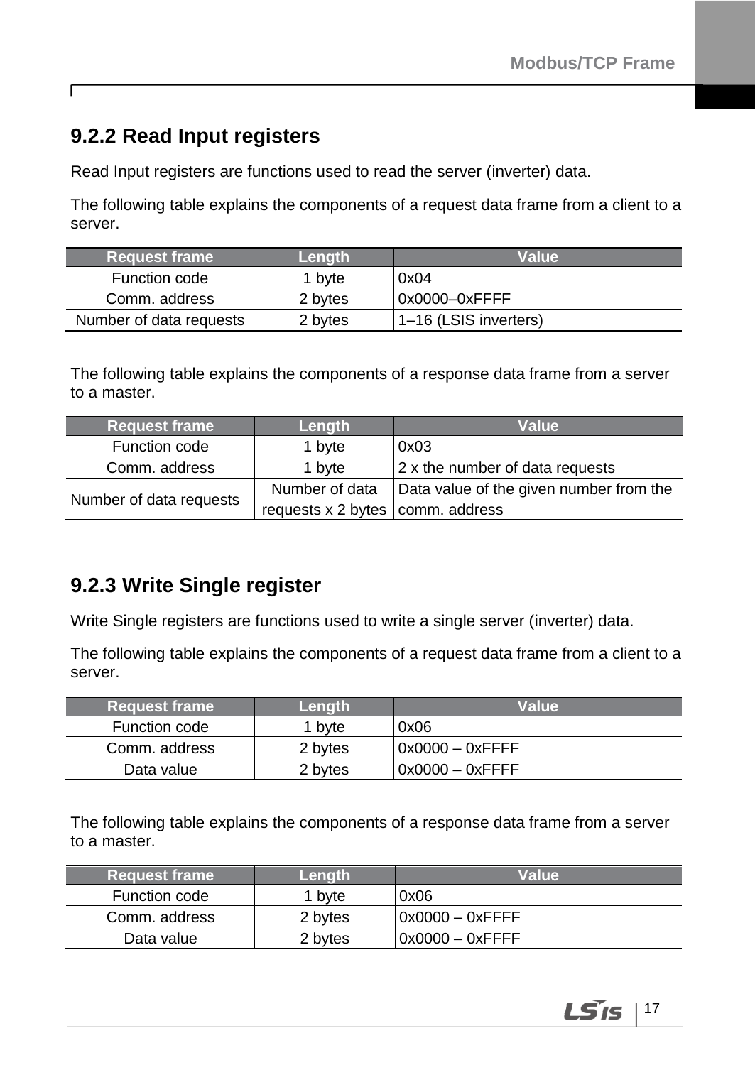### 9.2.2 Read Input registers

Read Input registers are functions used to read the server (inverter) data.

The following table explains the components of a request data frame from a client to a server.

| Request frame | Length | Value |
|---|---|---|
| Function code | 1 byte | 0x04 |
| Comm. address | 2 bytes | 0x0000–0xFFFF |
| Number of data requests | 2 bytes | 1–16 (LSIS inverters) |

The following table explains the components of a response data frame from a server to a master.

| Request frame | Length | Value |
|---|---|---|
| Function code | 1 byte | 0x03 |
| Comm. address | 1 byte | 2 x the number of data requests |
| Number of data requests | Number of data requests x 2 bytes | Data value of the given number from the comm. address |

### 9.2.3 Write Single register

Write Single registers are functions used to write a single server (inverter) data.

The following table explains the components of a request data frame from a client to a server.

| Request frame | Length | Value |
|---|---|---|
| Function code | 1 byte | 0x06 |
| Comm. address | 2 bytes | 0x0000 – 0xFFFF |
| Data value | 2 bytes | 0x0000 – 0xFFFF |

The following table explains the components of a response data frame from a server to a master.

| Request frame | Length | Value |
|---|---|---|
| Function code | 1 byte | 0x06 |
| Comm. address | 2 bytes | 0x0000 – 0xFFFF |
| Data value | 2 bytes | 0x0000 – 0xFFFF |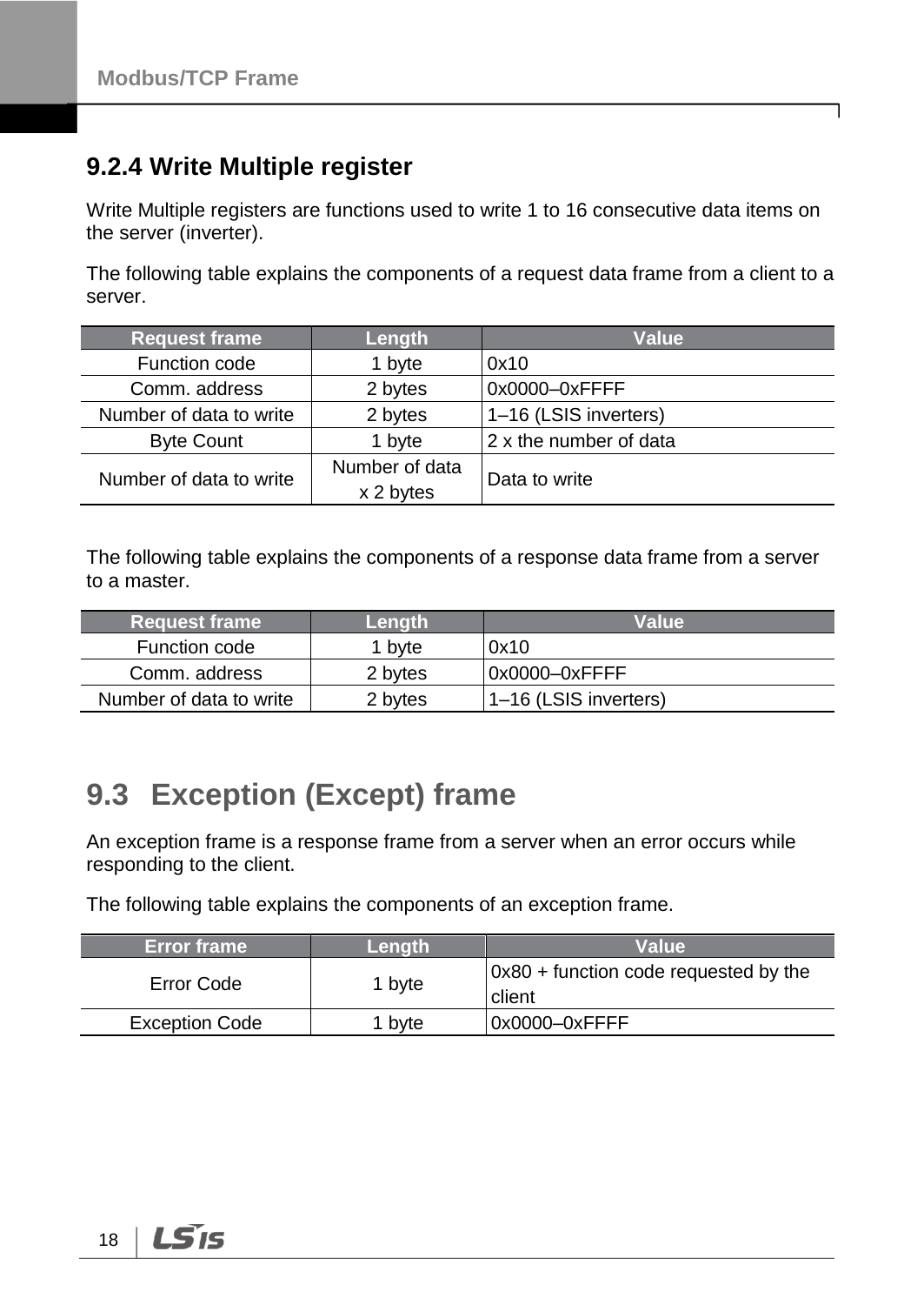### 9.2.4 Write Multiple register

Write Multiple registers are functions used to write 1 to 16 consecutive data items on the server (inverter).

The following table explains the components of a request data frame from a client to a server.

| Request frame | Length | Value |
| --- | --- | --- |
| Function code | 1 byte | 0x10 |
| Comm. address | 2 bytes | 0x0000–0xFFFF |
| Number of data to write | 2 bytes | 1–16 (LSIS inverters) |
| Byte Count | 1 byte | 2 x the number of data |
| Number of data to write | Number of data x 2 bytes | Data to write |

The following table explains the components of a response data frame from a server to a master.

| Request frame | Length | Value |
| --- | --- | --- |
| Function code | 1 byte | 0x10 |
| Comm. address | 2 bytes | 0x0000–0xFFFF |
| Number of data to write | 2 bytes | 1–16 (LSIS inverters) |

## 9.3 Exception (Except) frame

An exception frame is a response frame from a server when an error occurs while responding to the client.

The following table explains the components of an exception frame.

| Error frame | Length | Value |
| --- | --- | --- |
| Error Code | 1 byte | 0x80 + function code requested by the client |
| Exception Code | 1 byte | 0x0000–0xFFFF |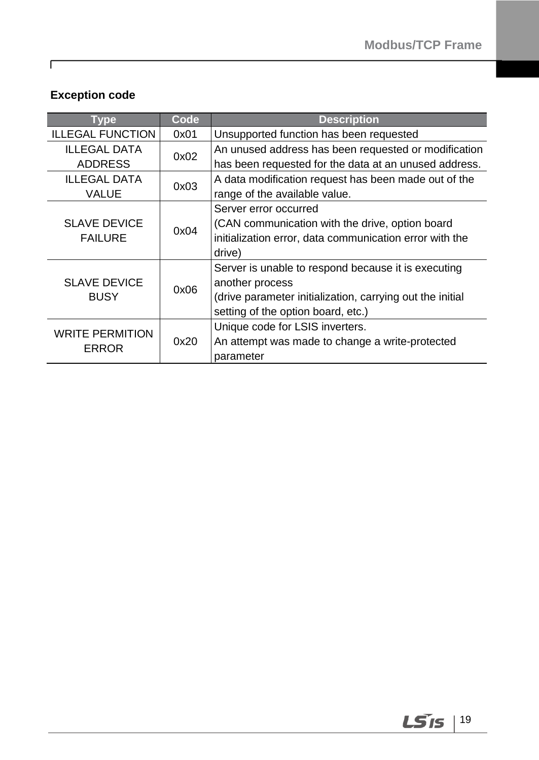**Exception code**

| Type | Code | Description |
|---|---|---|
| ILLEGAL FUNCTION | 0x01 | Unsupported function has been requested |
| ILLEGAL DATA ADDRESS | 0x02 | An unused address has been requested or modification has been requested for the data at an unused address. |
| ILLEGAL DATA VALUE | 0x03 | A data modification request has been made out of the range of the available value. |
| SLAVE DEVICE FAILURE | 0x04 | Server error occurred<br>(CAN communication with the drive, option board initialization error, data communication error with the drive) |
| SLAVE DEVICE BUSY | 0x06 | Server is unable to respond because it is executing another process<br>(drive parameter initialization, carrying out the initial setting of the option board, etc.) |
| WRITE PERMITION ERROR | 0x20 | Unique code for LSIS inverters.<br>An attempt was made to change a write-protected parameter |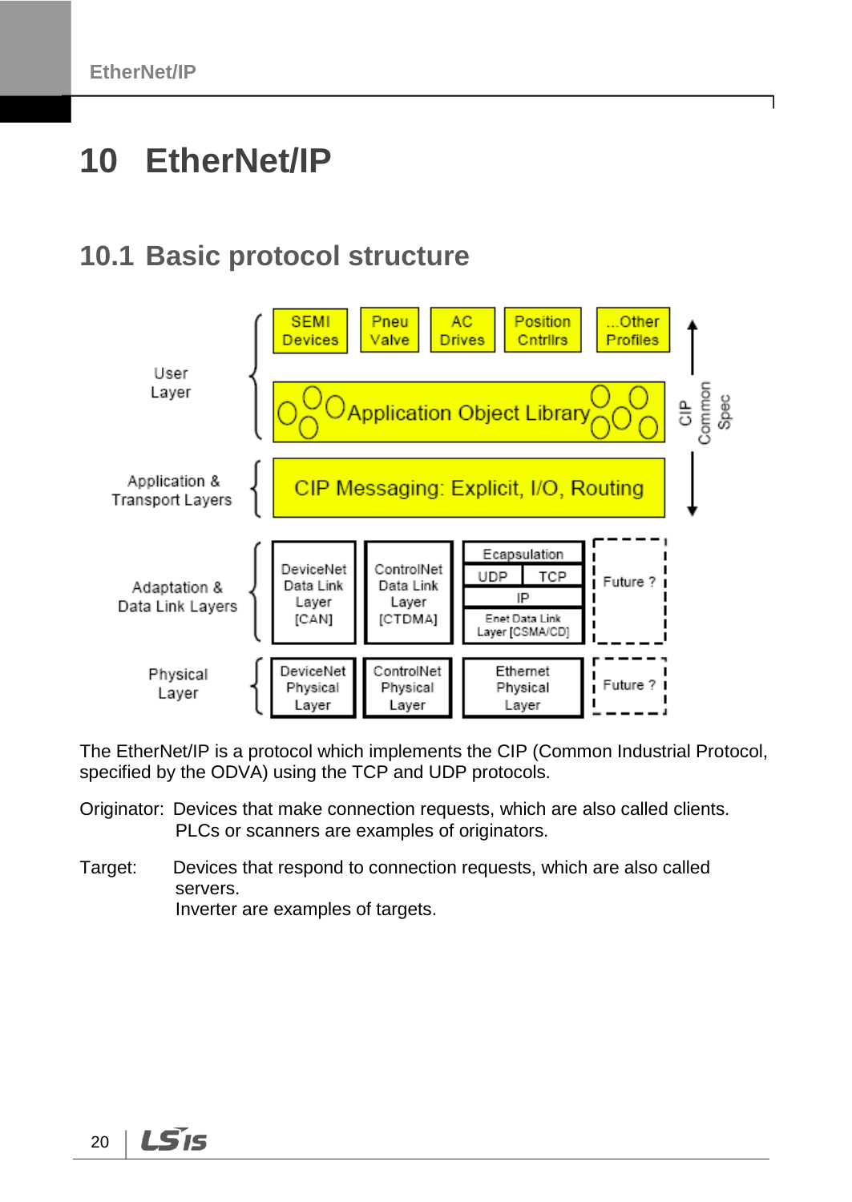# 10 EtherNet/IP

## 10.1 Basic protocol structure

The EtherNet/IP is a protocol which implements the CIP (Common Industrial Protocol, specified by the ODVA) using the TCP and UDP protocols.

Originator: Devices that make connection requests, which are also called clients. PLCs or scanners are examples of originators.

Target: Devices that respond to connection requests, which are also called servers.
Inverter are examples of targets.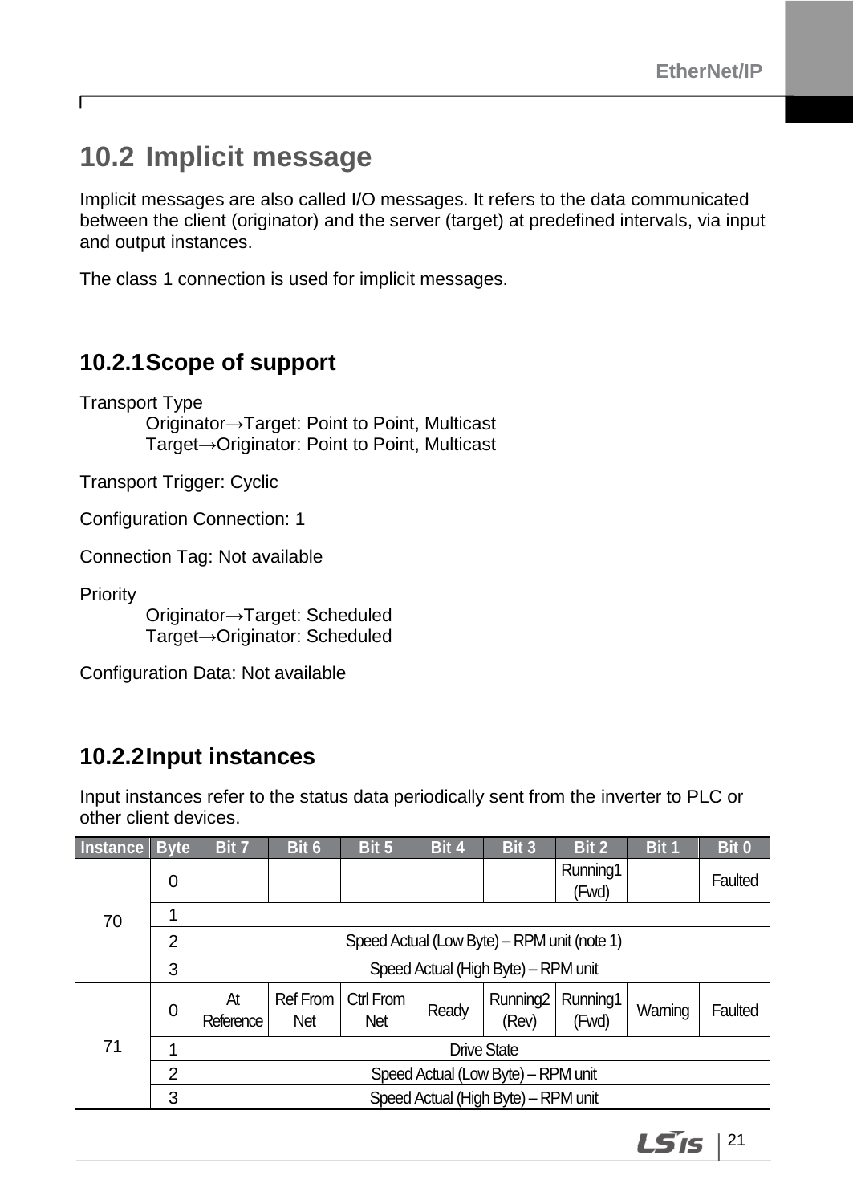## 10.2 Implicit message

Implicit messages are also called I/O messages. It refers to the data communicated between the client (originator) and the server (target) at predefined intervals, via input and output instances.

The class 1 connection is used for implicit messages.

### 10.2.1 Scope of support

Transport Type

Originator→Target: Point to Point, Multicast
Target→Originator: Point to Point, Multicast

Transport Trigger: Cyclic

Configuration Connection: 1

Connection Tag: Not available

Priority

Originator→Target: Scheduled
Target→Originator: Scheduled

Configuration Data: Not available

### 10.2.2 Input instances

Input instances refer to the status data periodically sent from the inverter to PLC or other client devices.

| Instance | Byte | Bit 7 | Bit 6 | Bit 5 | Bit 4 | Bit 3 | Bit 2 | Bit 1 | Bit 0 |
|---|---|---|---|---|---|---|---|---|---|
| 70 | 0 | | | | | | Running1 (Fwd) | | Faulted |
| | 1 | | | | | | | | |
| | 2 | Speed Actual (Low Byte) – RPM unit (note 1) | | | | | | | |
| | 3 | Speed Actual (High Byte) – RPM unit | | | | | | | |
| 71 | 0 | At Reference | Ref From Net | Ctrl From Net | Ready | Running2 (Rev) | Running1 (Fwd) | Warning | Faulted |
| | 1 | Drive State | | | | | | | |
| | 2 | Speed Actual (Low Byte) – RPM unit | | | | | | | |
| | 3 | Speed Actual (High Byte) – RPM unit | | | | | | | |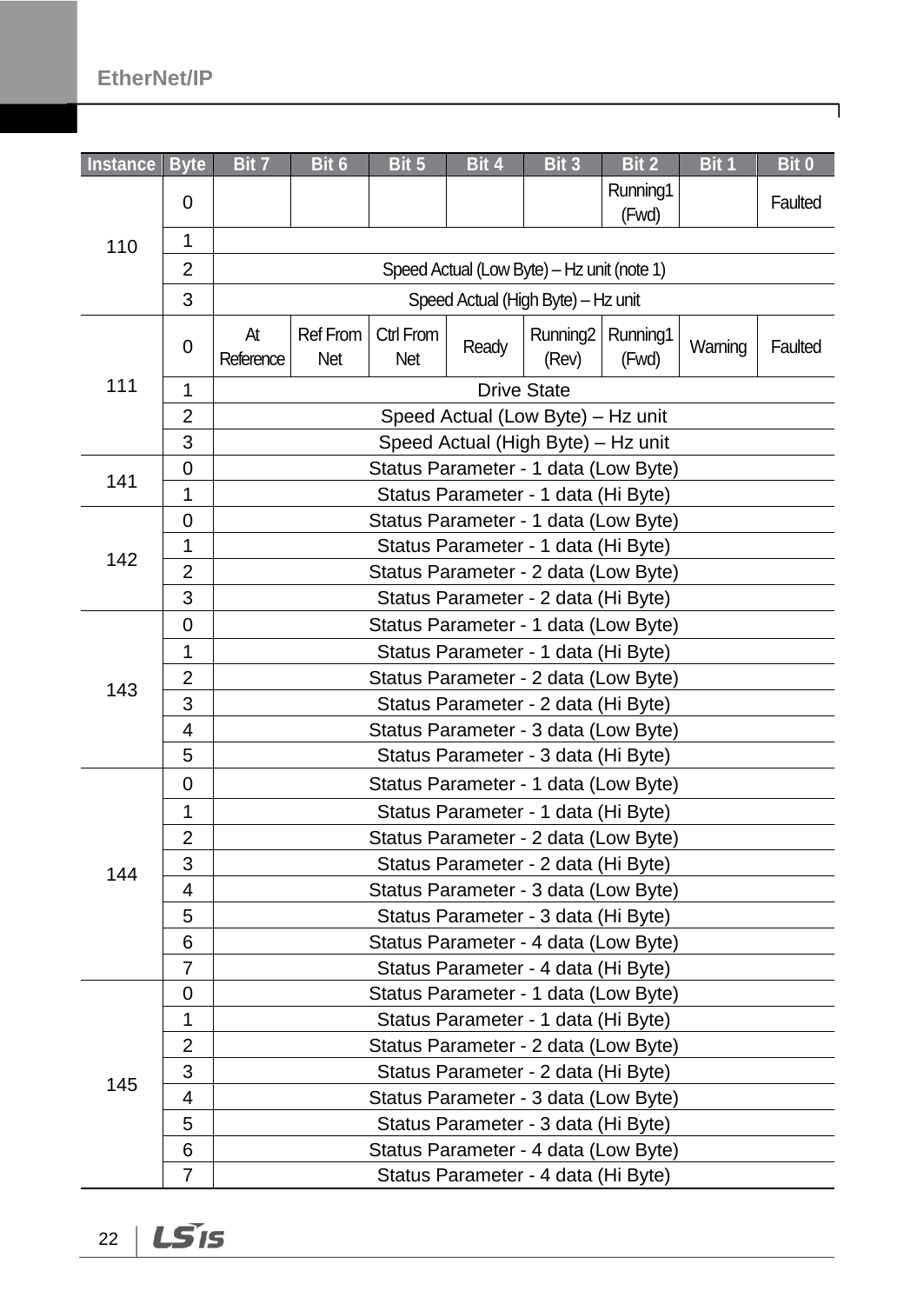| Instance | Byte | Bit 7 | Bit 6 | Bit 5 | Bit 4 | Bit 3 | Bit 2 | Bit 1 | Bit 0 |
|---|---|---|---|---|---|---|---|---|---|
| 110 | 0 | | | | | | Running1 (Fwd) | | Faulted |
| | 1 | | | | | | | | |
| | 2 | Speed Actual (Low Byte) – Hz unit (note 1) | | | | | | | |
| | 3 | Speed Actual (High Byte) – Hz unit | | | | | | | |
| 111 | 0 | At Reference | Ref From Net | Ctrl From Net | Ready | Running2 (Rev) | Running1 (Fwd) | Warning | Faulted |
| | 1 | Drive State | | | | | | | |
| | 2 | Speed Actual (Low Byte) – Hz unit | | | | | | | |
| | 3 | Speed Actual (High Byte) – Hz unit | | | | | | | |
| 141 | 0 | Status Parameter - 1 data (Low Byte) | | | | | | | |
| | 1 | Status Parameter - 1 data (Hi Byte) | | | | | | | |
| 142 | 0 | Status Parameter - 1 data (Low Byte) | | | | | | | |
| | 1 | Status Parameter - 1 data (Hi Byte) | | | | | | | |
| | 2 | Status Parameter - 2 data (Low Byte) | | | | | | | |
| | 3 | Status Parameter - 2 data (Hi Byte) | | | | | | | |
| 143 | 0 | Status Parameter - 1 data (Low Byte) | | | | | | | |
| | 1 | Status Parameter - 1 data (Hi Byte) | | | | | | | |
| | 2 | Status Parameter - 2 data (Low Byte) | | | | | | | |
| | 3 | Status Parameter - 2 data (Hi Byte) | | | | | | | |
| | 4 | Status Parameter - 3 data (Low Byte) | | | | | | | |
| | 5 | Status Parameter - 3 data (Hi Byte) | | | | | | | |
| 144 | 0 | Status Parameter - 1 data (Low Byte) | | | | | | | |
| | 1 | Status Parameter - 1 data (Hi Byte) | | | | | | | |
| | 2 | Status Parameter - 2 data (Low Byte) | | | | | | | |
| | 3 | Status Parameter - 2 data (Hi Byte) | | | | | | | |
| | 4 | Status Parameter - 3 data (Low Byte) | | | | | | | |
| | 5 | Status Parameter - 3 data (Hi Byte) | | | | | | | |
| | 6 | Status Parameter - 4 data (Low Byte) | | | | | | | |
| | 7 | Status Parameter - 4 data (Hi Byte) | | | | | | | |
| 145 | 0 | Status Parameter - 1 data (Low Byte) | | | | | | | |
| | 1 | Status Parameter - 1 data (Hi Byte) | | | | | | | |
| | 2 | Status Parameter - 2 data (Low Byte) | | | | | | | |
| | 3 | Status Parameter - 2 data (Hi Byte) | | | | | | | |
| | 4 | Status Parameter - 3 data (Low Byte) | | | | | | | |
| | 5 | Status Parameter - 3 data (Hi Byte) | | | | | | | |
| | 6 | Status Parameter - 4 data (Low Byte) | | | | | | | |
| | 7 | Status Parameter - 4 data (Hi Byte) | | | | | | | |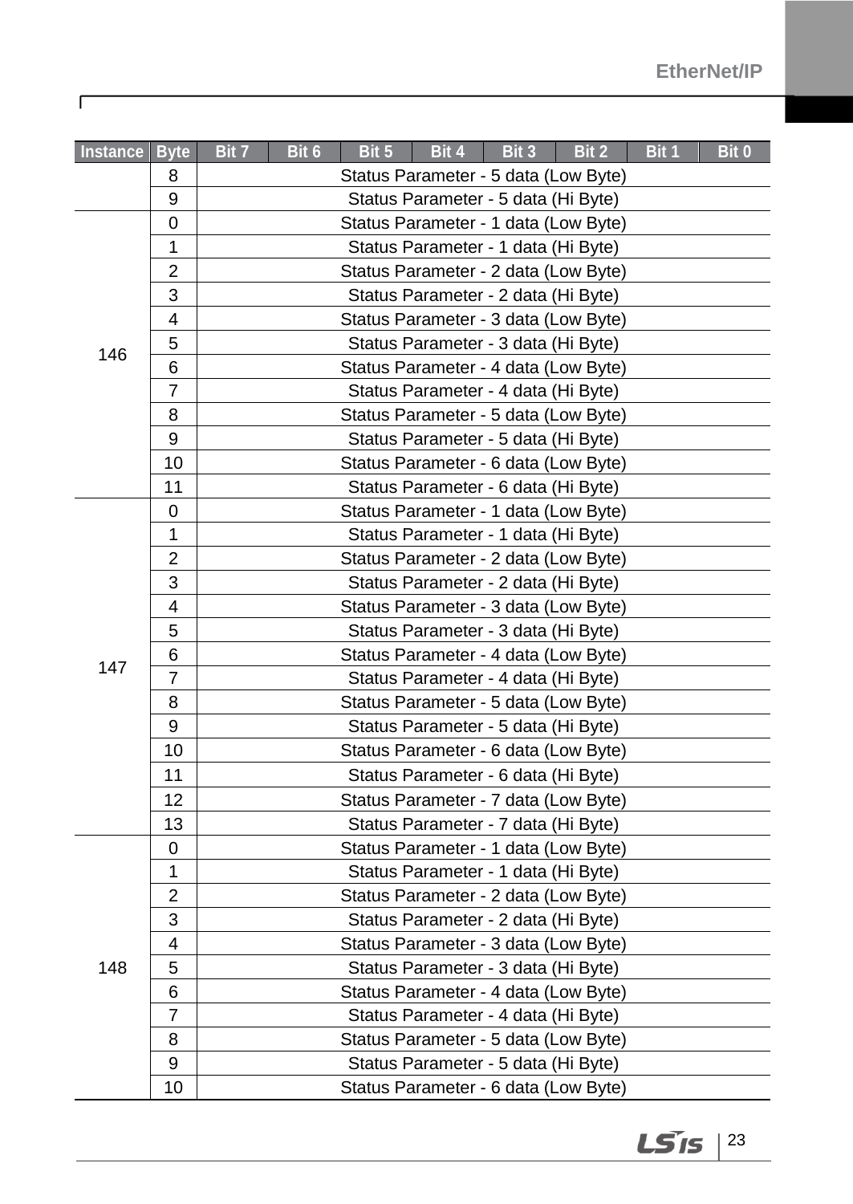| Instance | Byte | Bit 7 | Bit 6 | Bit 5 | Bit 4 | Bit 3 | Bit 2 | Bit 1 | Bit 0 |
|---|---|---|---|---|---|---|---|---|---|
| | 8 | Status Parameter - 5 data (Low Byte) | | | | | | | |
| | 9 | Status Parameter - 5 data (Hi Byte) | | | | | | | |
| 146 | 0 | Status Parameter - 1 data (Low Byte) | | | | | | | |
| | 1 | Status Parameter - 1 data (Hi Byte) | | | | | | | |
| | 2 | Status Parameter - 2 data (Low Byte) | | | | | | | |
| | 3 | Status Parameter - 2 data (Hi Byte) | | | | | | | |
| | 4 | Status Parameter - 3 data (Low Byte) | | | | | | | |
| | 5 | Status Parameter - 3 data (Hi Byte) | | | | | | | |
| | 6 | Status Parameter - 4 data (Low Byte) | | | | | | | |
| | 7 | Status Parameter - 4 data (Hi Byte) | | | | | | | |
| | 8 | Status Parameter - 5 data (Low Byte) | | | | | | | |
| | 9 | Status Parameter - 5 data (Hi Byte) | | | | | | | |
| | 10 | Status Parameter - 6 data (Low Byte) | | | | | | | |
| | 11 | Status Parameter - 6 data (Hi Byte) | | | | | | | |
| 147 | 0 | Status Parameter - 1 data (Low Byte) | | | | | | | |
| | 1 | Status Parameter - 1 data (Hi Byte) | | | | | | | |
| | 2 | Status Parameter - 2 data (Low Byte) | | | | | | | |
| | 3 | Status Parameter - 2 data (Hi Byte) | | | | | | | |
| | 4 | Status Parameter - 3 data (Low Byte) | | | | | | | |
| | 5 | Status Parameter - 3 data (Hi Byte) | | | | | | | |
| | 6 | Status Parameter - 4 data (Low Byte) | | | | | | | |
| | 7 | Status Parameter - 4 data (Hi Byte) | | | | | | | |
| | 8 | Status Parameter - 5 data (Low Byte) | | | | | | | |
| | 9 | Status Parameter - 5 data (Hi Byte) | | | | | | | |
| | 10 | Status Parameter - 6 data (Low Byte) | | | | | | | |
| | 11 | Status Parameter - 6 data (Hi Byte) | | | | | | | |
| | 12 | Status Parameter - 7 data (Low Byte) | | | | | | | |
| | 13 | Status Parameter - 7 data (Hi Byte) | | | | | | | |
| 148 | 0 | Status Parameter - 1 data (Low Byte) | | | | | | | |
| | 1 | Status Parameter - 1 data (Hi Byte) | | | | | | | |
| | 2 | Status Parameter - 2 data (Low Byte) | | | | | | | |
| | 3 | Status Parameter - 2 data (Hi Byte) | | | | | | | |
| | 4 | Status Parameter - 3 data (Low Byte) | | | | | | | |
| | 5 | Status Parameter - 3 data (Hi Byte) | | | | | | | |
| | 6 | Status Parameter - 4 data (Low Byte) | | | | | | | |
| | 7 | Status Parameter - 4 data (Hi Byte) | | | | | | | |
| | 8 | Status Parameter - 5 data (Low Byte) | | | | | | | |
| | 9 | Status Parameter - 5 data (Hi Byte) | | | | | | | |
| | 10 | Status Parameter - 6 data (Low Byte) | | | | | | | |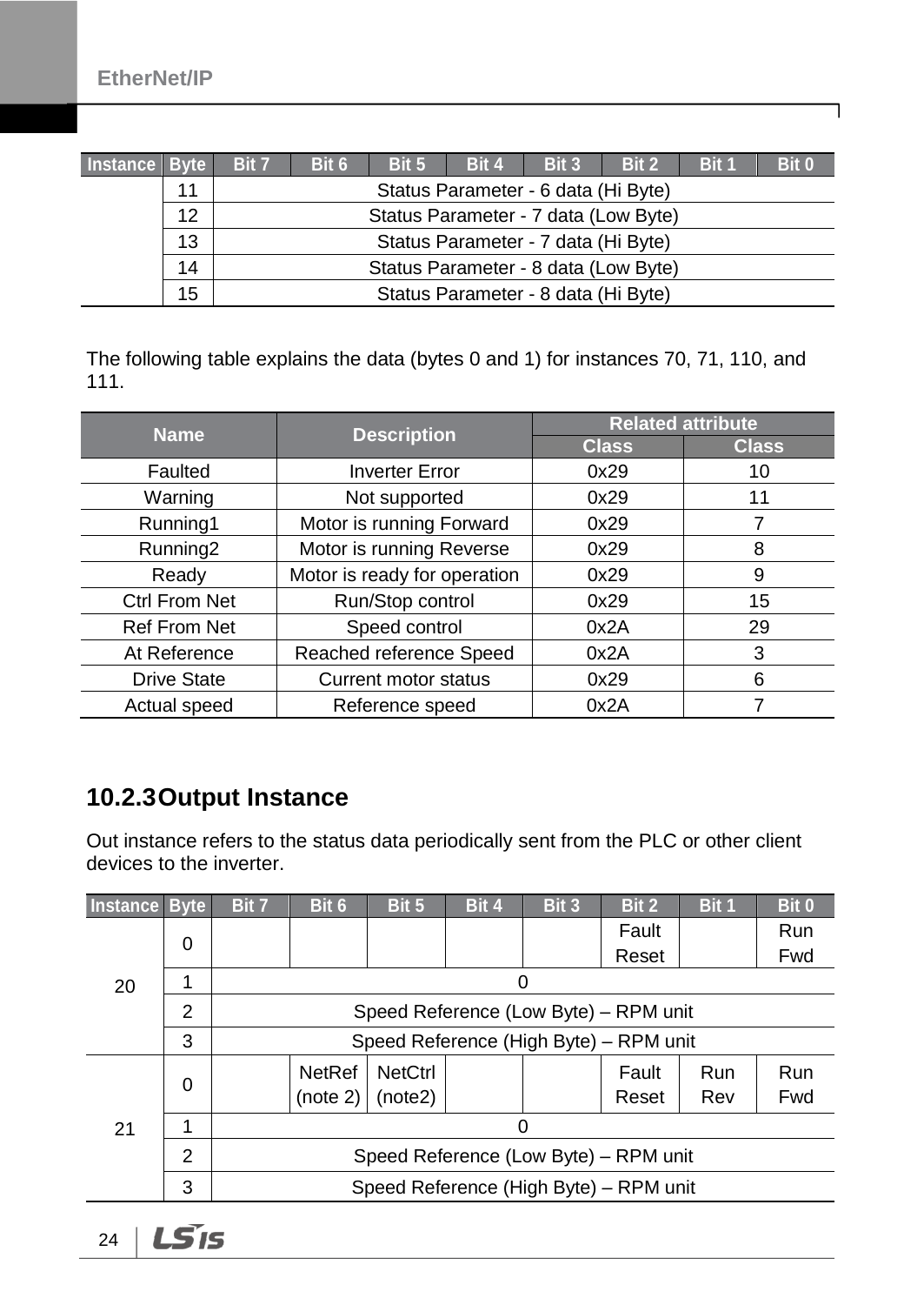| Instance | Byte | Bit 7 | Bit 6 | Bit 5 | Bit 4 | Bit 3 | Bit 2 | Bit 1 | Bit 0 |
|---|---|---|---|---|---|---|---|---|---|
| | 11 | Status Parameter - 6 data (Hi Byte) | | | | | | | |
| | 12 | Status Parameter - 7 data (Low Byte) | | | | | | | |
| | 13 | Status Parameter - 7 data (Hi Byte) | | | | | | | |
| | 14 | Status Parameter - 8 data (Low Byte) | | | | | | | |
| | 15 | Status Parameter - 8 data (Hi Byte) | | | | | | | |

The following table explains the data (bytes 0 and 1) for instances 70, 71, 110, and 111.

| Name | Description | Related attribute | |
|---|---|---|---|
| | | Class | Class |
| Faulted | Inverter Error | 0x29 | 10 |
| Warning | Not supported | 0x29 | 11 |
| Running1 | Motor is running Forward | 0x29 | 7 |
| Running2 | Motor is running Reverse | 0x29 | 8 |
| Ready | Motor is ready for operation | 0x29 | 9 |
| Ctrl From Net | Run/Stop control | 0x29 | 15 |
| Ref From Net | Speed control | 0x2A | 29 |
| At Reference | Reached reference Speed | 0x2A | 3 |
| Drive State | Current motor status | 0x29 | 6 |
| Actual speed | Reference speed | 0x2A | 7 |

## 10.2.3 Output Instance

Out instance refers to the status data periodically sent from the PLC or other client devices to the inverter.

| Instance | Byte | Bit 7 | Bit 6 | Bit 5 | Bit 4 | Bit 3 | Bit 2 | Bit 1 | Bit 0 |
|---|---|---|---|---|---|---|---|---|---|
| 20 | 0 | | | | | | Fault Reset | | Run Fwd |
| | 1 | 0 | | | | | | | |
| | 2 | Speed Reference (Low Byte) – RPM unit | | | | | | | |
| | 3 | Speed Reference (High Byte) – RPM unit | | | | | | | |
| 21 | 0 | | NetRef (note 2) | NetCtrl (note2) | | | Fault Reset | Run Rev | Run Fwd |
| | 1 | 0 | | | | | | | |
| | 2 | Speed Reference (Low Byte) – RPM unit | | | | | | | |
| | 3 | Speed Reference (High Byte) – RPM unit | | | | | | | |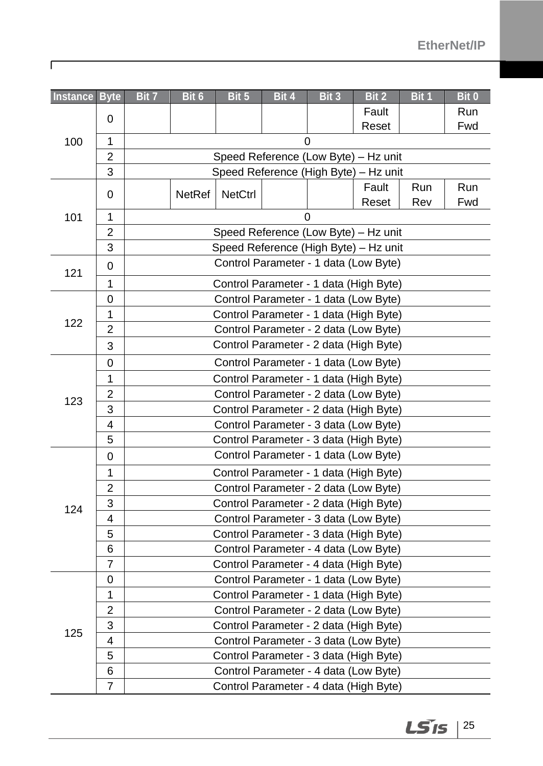| Instance | Byte | Bit 7 | Bit 6 | Bit 5 | Bit 4 | Bit 3 | Bit 2 | Bit 1 | Bit 0 |
|---|---|---|---|---|---|---|---|---|---|
| 100 | 0 | | | | | | Fault Reset | | Run Fwd |
| | 1 | 0 | | | | | | | |
| | 2 | Speed Reference (Low Byte) – Hz unit | | | | | | | |
| | 3 | Speed Reference (High Byte) – Hz unit | | | | | | | |
| 101 | 0 | | NetRef | NetCtrl | | | Fault Reset | Run Rev | Run Fwd |
| | 1 | 0 | | | | | | | |
| | 2 | Speed Reference (Low Byte) – Hz unit | | | | | | | |
| | 3 | Speed Reference (High Byte) – Hz unit | | | | | | | |
| 121 | 0 | Control Parameter - 1 data (Low Byte) | | | | | | | |
| | 1 | Control Parameter - 1 data (High Byte) | | | | | | | |
| 122 | 0 | Control Parameter - 1 data (Low Byte) | | | | | | | |
| | 1 | Control Parameter - 1 data (High Byte) | | | | | | | |
| | 2 | Control Parameter - 2 data (Low Byte) | | | | | | | |
| | 3 | Control Parameter - 2 data (High Byte) | | | | | | | |
| 123 | 0 | Control Parameter - 1 data (Low Byte) | | | | | | | |
| | 1 | Control Parameter - 1 data (High Byte) | | | | | | | |
| | 2 | Control Parameter - 2 data (Low Byte) | | | | | | | |
| | 3 | Control Parameter - 2 data (High Byte) | | | | | | | |
| | 4 | Control Parameter - 3 data (Low Byte) | | | | | | | |
| | 5 | Control Parameter - 3 data (High Byte) | | | | | | | |
| 124 | 0 | Control Parameter - 1 data (Low Byte) | | | | | | | |
| | 1 | Control Parameter - 1 data (High Byte) | | | | | | | |
| | 2 | Control Parameter - 2 data (Low Byte) | | | | | | | |
| | 3 | Control Parameter - 2 data (High Byte) | | | | | | | |
| | 4 | Control Parameter - 3 data (Low Byte) | | | | | | | |
| | 5 | Control Parameter - 3 data (High Byte) | | | | | | | |
| | 6 | Control Parameter - 4 data (Low Byte) | | | | | | | |
| | 7 | Control Parameter - 4 data (High Byte) | | | | | | | |
| 125 | 0 | Control Parameter - 1 data (Low Byte) | | | | | | | |
| | 1 | Control Parameter - 1 data (High Byte) | | | | | | | |
| | 2 | Control Parameter - 2 data (Low Byte) | | | | | | | |
| | 3 | Control Parameter - 2 data (High Byte) | | | | | | | |
| | 4 | Control Parameter - 3 data (Low Byte) | | | | | | | |
| | 5 | Control Parameter - 3 data (High Byte) | | | | | | | |
| | 6 | Control Parameter - 4 data (Low Byte) | | | | | | | |
| | 7 | Control Parameter - 4 data (High Byte) | | | | | | | |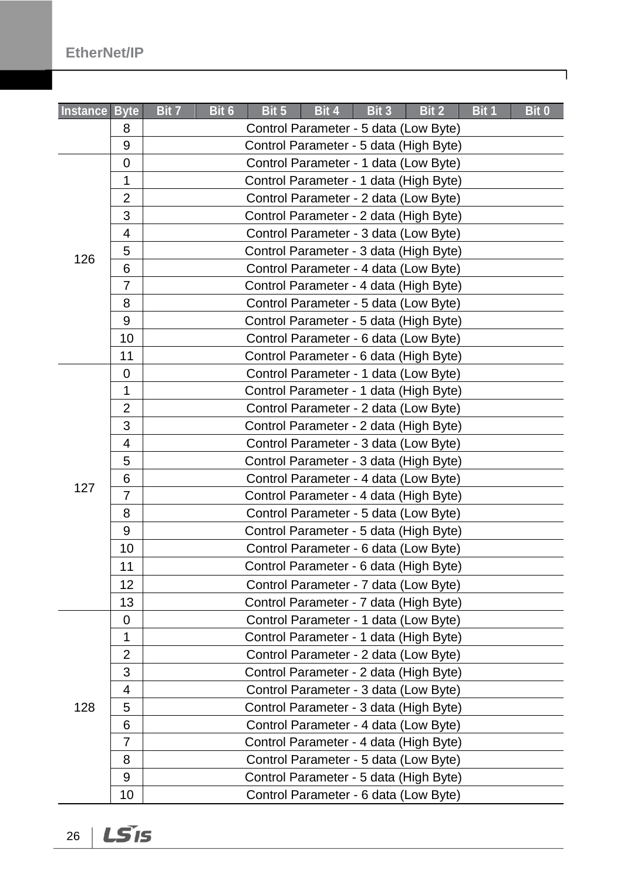| Instance | Byte | Bit 7 | Bit 6 | Bit 5 | Bit 4 | Bit 3 | Bit 2 | Bit 1 | Bit 0 |
|---|---|---|---|---|---|---|---|---|---|
| | 8 | Control Parameter - 5 data (Low Byte) | | | | | | | |
| | 9 | Control Parameter - 5 data (High Byte) | | | | | | | |
| 126 | 0 | Control Parameter - 1 data (Low Byte) | | | | | | | |
| | 1 | Control Parameter - 1 data (High Byte) | | | | | | | |
| | 2 | Control Parameter - 2 data (Low Byte) | | | | | | | |
| | 3 | Control Parameter - 2 data (High Byte) | | | | | | | |
| | 4 | Control Parameter - 3 data (Low Byte) | | | | | | | |
| | 5 | Control Parameter - 3 data (High Byte) | | | | | | | |
| | 6 | Control Parameter - 4 data (Low Byte) | | | | | | | |
| | 7 | Control Parameter - 4 data (High Byte) | | | | | | | |
| | 8 | Control Parameter - 5 data (Low Byte) | | | | | | | |
| | 9 | Control Parameter - 5 data (High Byte) | | | | | | | |
| | 10 | Control Parameter - 6 data (Low Byte) | | | | | | | |
| | 11 | Control Parameter - 6 data (High Byte) | | | | | | | |
| 127 | 0 | Control Parameter - 1 data (Low Byte) | | | | | | | |
| | 1 | Control Parameter - 1 data (High Byte) | | | | | | | |
| | 2 | Control Parameter - 2 data (Low Byte) | | | | | | | |
| | 3 | Control Parameter - 2 data (High Byte) | | | | | | | |
| | 4 | Control Parameter - 3 data (Low Byte) | | | | | | | |
| | 5 | Control Parameter - 3 data (High Byte) | | | | | | | |
| | 6 | Control Parameter - 4 data (Low Byte) | | | | | | | |
| | 7 | Control Parameter - 4 data (High Byte) | | | | | | | |
| | 8 | Control Parameter - 5 data (Low Byte) | | | | | | | |
| | 9 | Control Parameter - 5 data (High Byte) | | | | | | | |
| | 10 | Control Parameter - 6 data (Low Byte) | | | | | | | |
| | 11 | Control Parameter - 6 data (High Byte) | | | | | | | |
| | 12 | Control Parameter - 7 data (Low Byte) | | | | | | | |
| | 13 | Control Parameter - 7 data (High Byte) | | | | | | | |
| 128 | 0 | Control Parameter - 1 data (Low Byte) | | | | | | | |
| | 1 | Control Parameter - 1 data (High Byte) | | | | | | | |
| | 2 | Control Parameter - 2 data (Low Byte) | | | | | | | |
| | 3 | Control Parameter - 2 data (High Byte) | | | | | | | |
| | 4 | Control Parameter - 3 data (Low Byte) | | | | | | | |
| | 5 | Control Parameter - 3 data (High Byte) | | | | | | | |
| | 6 | Control Parameter - 4 data (Low Byte) | | | | | | | |
| | 7 | Control Parameter - 4 data (High Byte) | | | | | | | |
| | 8 | Control Parameter - 5 data (Low Byte) | | | | | | | |
| | 9 | Control Parameter - 5 data (High Byte) | | | | | | | |
| | 10 | Control Parameter - 6 data (Low Byte) | | | | | | | |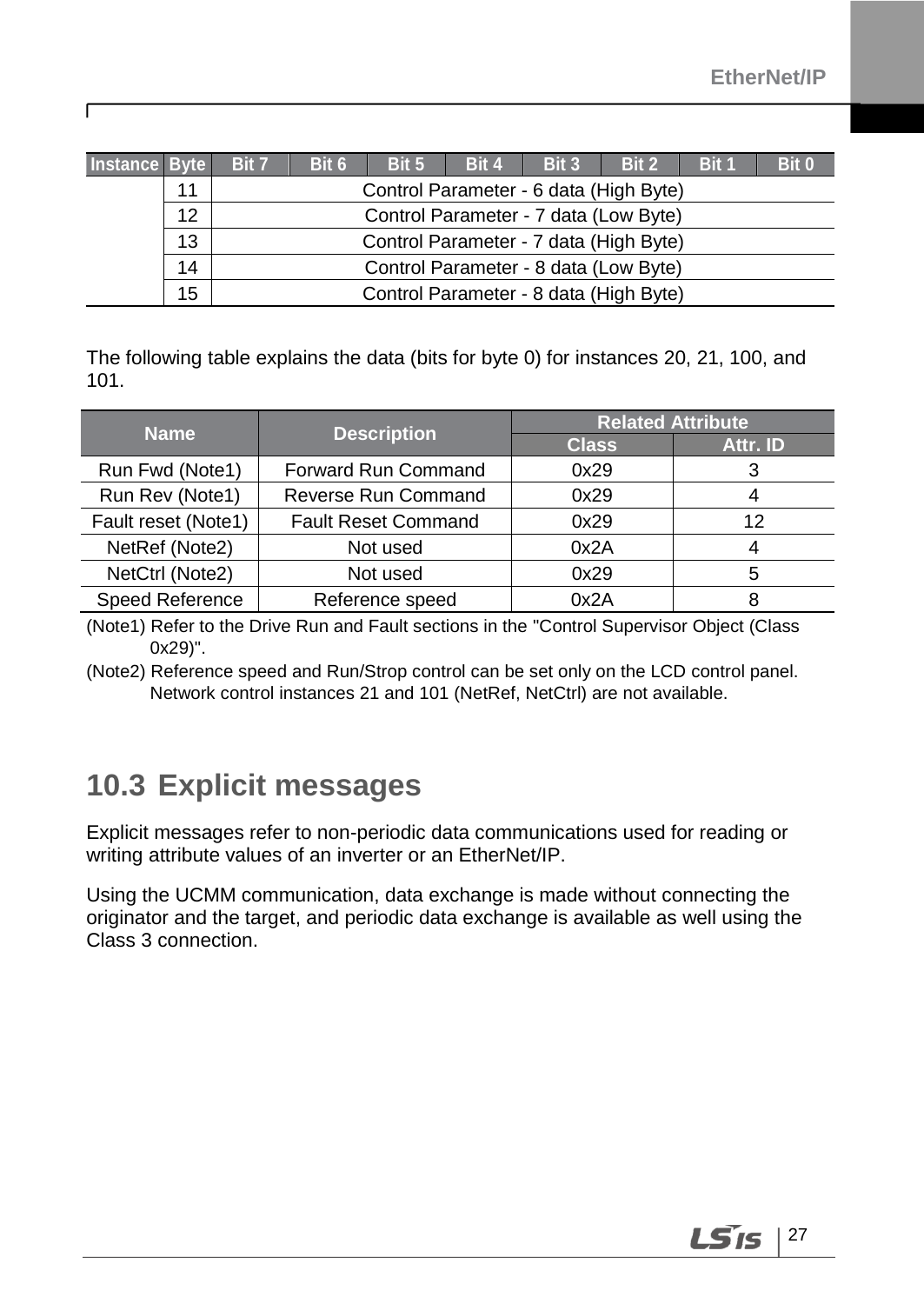| Instance | Byte | Bit 7 | Bit 6 | Bit 5 | Bit 4 | Bit 3 | Bit 2 | Bit 1 | Bit 0 |
|---|---|---|---|---|---|---|---|---|---|
| | 11 | Control Parameter - 6 data (High Byte) | | | | | | | |
| | 12 | Control Parameter - 7 data (Low Byte) | | | | | | | |
| | 13 | Control Parameter - 7 data (High Byte) | | | | | | | |
| | 14 | Control Parameter - 8 data (Low Byte) | | | | | | | |
| | 15 | Control Parameter - 8 data (High Byte) | | | | | | | |

The following table explains the data (bits for byte 0) for instances 20, 21, 100, and 101.

| Name | Description | Related Attribute | |
|---|---|---|---|
| | | Class | Attr. ID |
| Run Fwd (Note1) | Forward Run Command | 0x29 | 3 |
| Run Rev (Note1) | Reverse Run Command | 0x29 | 4 |
| Fault reset (Note1) | Fault Reset Command | 0x29 | 12 |
| NetRef (Note2) | Not used | 0x2A | 4 |
| NetCtrl (Note2) | Not used | 0x29 | 5 |
| Speed Reference | Reference speed | 0x2A | 8 |

(Note1) Refer to the Drive Run and Fault sections in the "Control Supervisor Object (Class 0x29)".

(Note2) Reference speed and Run/Strop control can be set only on the LCD control panel. Network control instances 21 and 101 (NetRef, NetCtrl) are not available.

## 10.3 Explicit messages

Explicit messages refer to non-periodic data communications used for reading or writing attribute values of an inverter or an EtherNet/IP.

Using the UCMM communication, data exchange is made without connecting the originator and the target, and periodic data exchange is available as well using the Class 3 connection.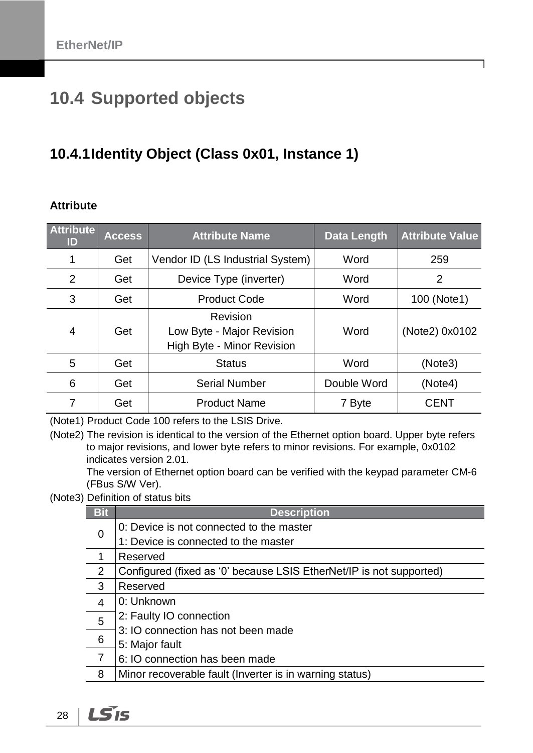## 10.4 Supported objects

### 10.4.1 Identity Object (Class 0x01, Instance 1)

**Attribute**

| Attribute ID | Access | Attribute Name | Data Length | Attribute Value |
|---|---|---|---|---|
| 1 | Get | Vendor ID (LS Industrial System) | Word | 259 |
| 2 | Get | Device Type (inverter) | Word | 2 |
| 3 | Get | Product Code | Word | 100 (Note1) |
| 4 | Get | Revision<br>Low Byte - Major Revision<br>High Byte - Minor Revision | Word | (Note2) 0x0102 |
| 5 | Get | Status | Word | (Note3) |
| 6 | Get | Serial Number | Double Word | (Note4) |
| 7 | Get | Product Name | 7 Byte | CENT |

(Note1) Product Code 100 refers to the LSIS Drive.

(Note2) The revision is identical to the version of the Ethernet option board. Upper byte refers to major revisions, and lower byte refers to minor revisions. For example, 0x0102 indicates version 2.01.
The version of Ethernet option board can be verified with the keypad parameter CM-6 (FBus S/W Ver).

(Note3) Definition of status bits

| Bit | Description |
|---|---|
| 0 | 0: Device is not connected to the master<br>1: Device is connected to the master |
| 1 | Reserved |
| 2 | Configured (fixed as ‘0’ because LSIS EtherNet/IP is not supported) |
| 3 | Reserved |
| 4<br>5<br>6<br>7 | 0: Unknown<br>2: Faulty IO connection<br>3: IO connection has not been made<br>5: Major fault<br>6: IO connection has been made |
| 8 | Minor recoverable fault (Inverter is in warning status) |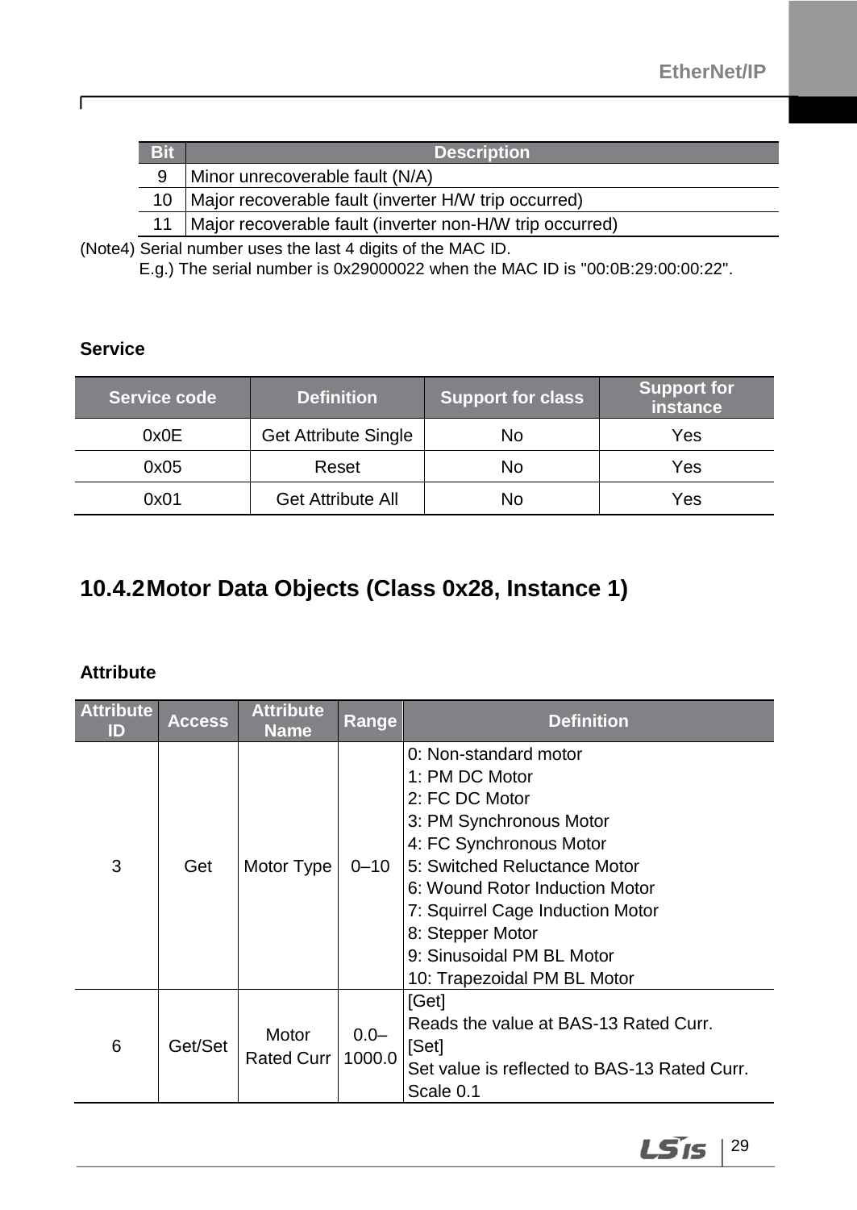| Bit | Description |
|---|---|
| 9 | Minor unrecoverable fault (N/A) |
| 10 | Major recoverable fault (inverter H/W trip occurred) |
| 11 | Major recoverable fault (inverter non-H/W trip occurred) |

(Note4) Serial number uses the last 4 digits of the MAC ID.
E.g.) The serial number is 0x29000022 when the MAC ID is "00:0B:29:00:00:22".

**Service**

| Service code | Definition | Support for class | Support for instance |
|---|---|---|---|
| 0x0E | Get Attribute Single | No | Yes |
| 0x05 | Reset | No | Yes |
| 0x01 | Get Attribute All | No | Yes |

### 10.4.2 Motor Data Objects (Class 0x28, Instance 1)

**Attribute**

| Attribute ID | Access | Attribute Name | Range | Definition |
|---|---|---|---|---|
| 3 | Get | Motor Type | 0–10 | 0: Non-standard motor<br>1: PM DC Motor<br>2: FC DC Motor<br>3: PM Synchronous Motor<br>4: FC Synchronous Motor<br>5: Switched Reluctance Motor<br>6: Wound Rotor Induction Motor<br>7: Squirrel Cage Induction Motor<br>8: Stepper Motor<br>9: Sinusoidal PM BL Motor<br>10: Trapezoidal PM BL Motor |
| 6 | Get/Set | Motor Rated Curr | 0.0–1000.0 | [Get]<br>Reads the value at BAS-13 Rated Curr.<br>[Set]<br>Set value is reflected to BAS-13 Rated Curr.<br>Scale 0.1 |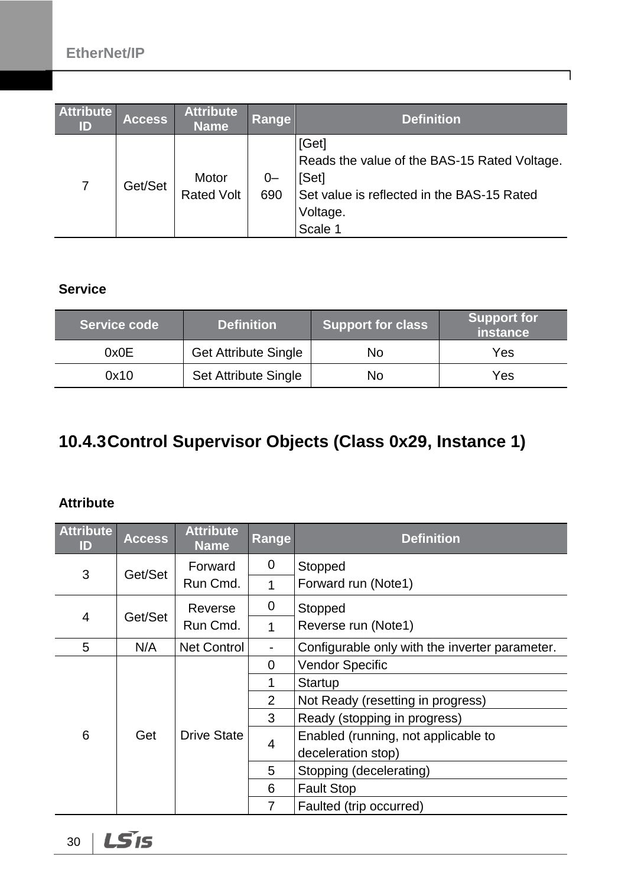| Attribute ID | Access | Attribute Name | Range | Definition |
|---|---|---|---|---|
| 7 | Get/Set | Motor Rated Volt | 0–690 | [Get]<br>Reads the value of the BAS-15 Rated Voltage.<br>[Set]<br>Set value is reflected in the BAS-15 Rated Voltage.<br>Scale 1 |

**Service**

| Service code | Definition | Support for class | Support for instance |
|---|---|---|---|
| 0x0E | Get Attribute Single | No | Yes |
| 0x10 | Set Attribute Single | No | Yes |

## 10.4.3 Control Supervisor Objects (Class 0x29, Instance 1)

**Attribute**

| Attribute ID | Access | Attribute Name | Range | Definition |
|---|---|---|---|---|
| 3 | Get/Set | Forward Run Cmd. | 0 | Stopped |
| | | | 1 | Forward run (Note1) |
| 4 | Get/Set | Reverse Run Cmd. | 0 | Stopped |
| | | | 1 | Reverse run (Note1) |
| 5 | N/A | Net Control | - | Configurable only with the inverter parameter. |
| 6 | Get | Drive State | 0 | Vendor Specific |
| | | | 1 | Startup |
| | | | 2 | Not Ready (resetting in progress) |
| | | | 3 | Ready (stopping in progress) |
| | | | 4 | Enabled (running, not applicable to deceleration stop) |
| | | | 5 | Stopping (decelerating) |
| | | | 6 | Fault Stop |
| | | | 7 | Faulted (trip occurred) |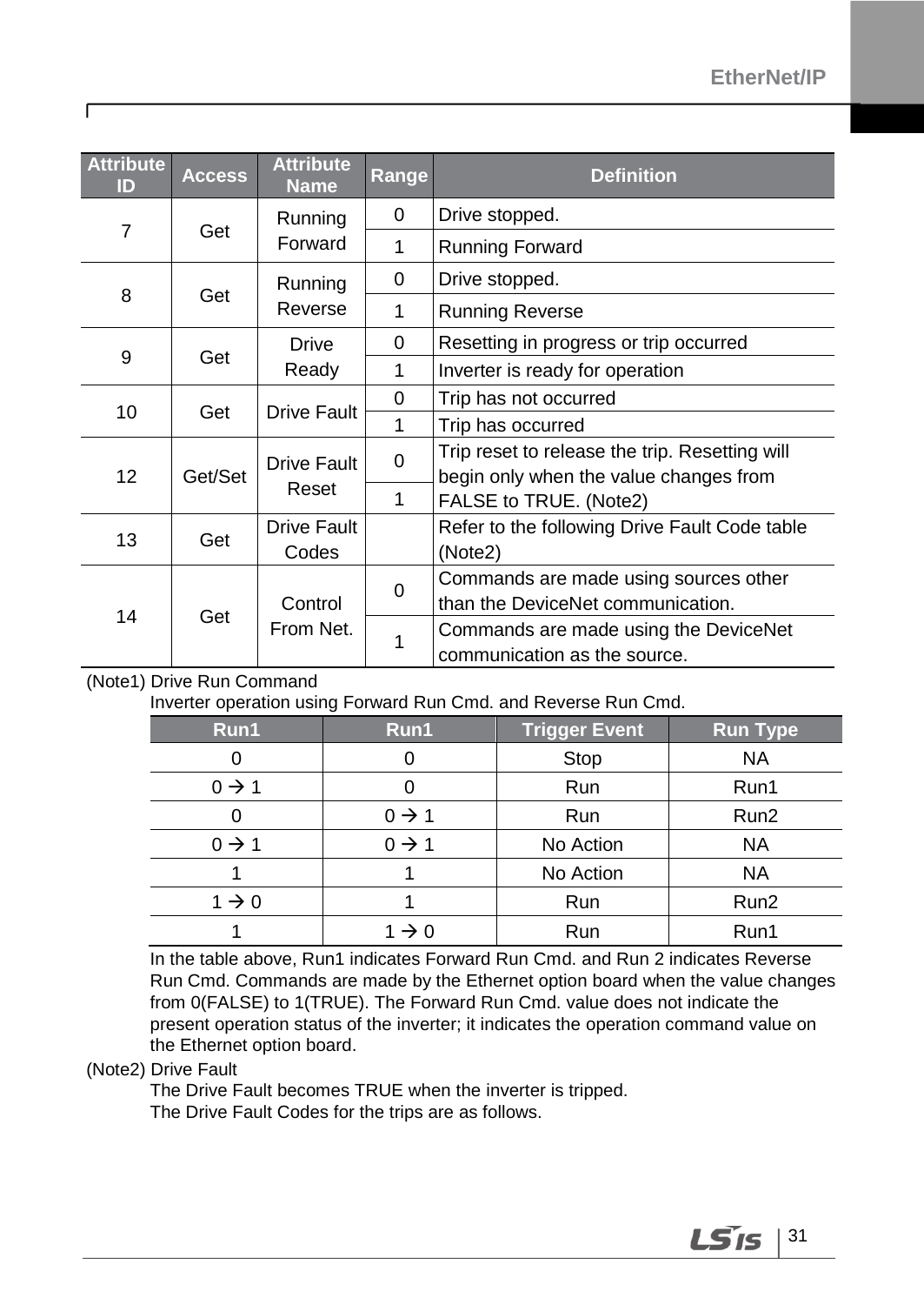| Attribute ID | Access | Attribute Name | Range | Definition |
|---|---|---|---|---|
| 7 | Get | Running Forward | 0 | Drive stopped. |
| | | | 1 | Running Forward |
| 8 | Get | Running Reverse | 0 | Drive stopped. |
| | | | 1 | Running Reverse |
| 9 | Get | Drive Ready | 0 | Resetting in progress or trip occurred |
| | | | 1 | Inverter is ready for operation |
| 10 | Get | Drive Fault | 0 | Trip has not occurred |
| | | | 1 | Trip has occurred |
| 12 | Get/Set | Drive Fault Reset | 0 | Trip reset to release the trip. Resetting will begin only when the value changes from FALSE to TRUE. (Note2) |
| | | | 1 | |
| 13 | Get | Drive Fault Codes | | Refer to the following Drive Fault Code table (Note2) |
| 14 | Get | Control From Net. | 0 | Commands are made using sources other than the DeviceNet communication. |
| | | | 1 | Commands are made using the DeviceNet communication as the source. |

(Note1) Drive Run Command

Inverter operation using Forward Run Cmd. and Reverse Run Cmd.

| Run1 | Run1 | Trigger Event | Run Type |
|---|---|---|---|
| 0 | 0 | Stop | NA |
| 0 → 1 | 0 | Run | Run1 |
| 0 | 0 → 1 | Run | Run2 |
| 0 → 1 | 0 → 1 | No Action | NA |
| 1 | 1 | No Action | NA |
| 1 → 0 | 1 | Run | Run2 |
| 1 | 1 → 0 | Run | Run1 |

In the table above, Run1 indicates Forward Run Cmd. and Run 2 indicates Reverse Run Cmd. Commands are made by the Ethernet option board when the value changes from 0(FALSE) to 1(TRUE). The Forward Run Cmd. value does not indicate the present operation status of the inverter; it indicates the operation command value on the Ethernet option board.

(Note2) Drive Fault

The Drive Fault becomes TRUE when the inverter is tripped.

The Drive Fault Codes for the trips are as follows.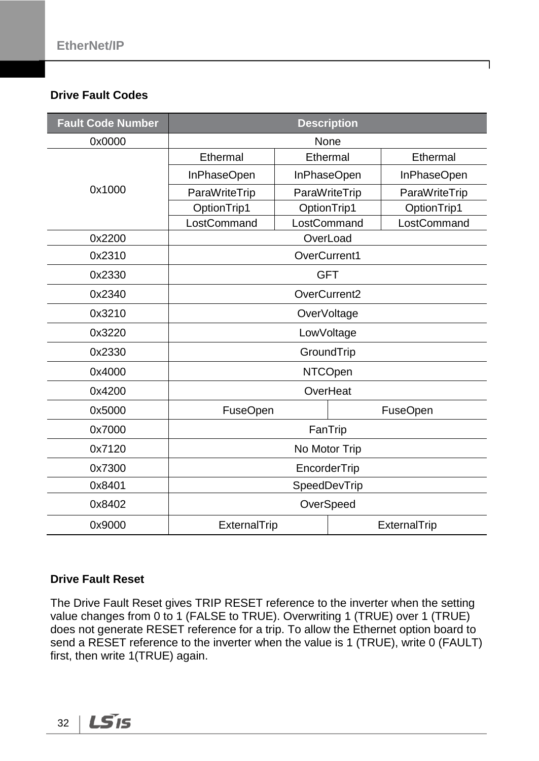## Drive Fault Codes

| Fault Code Number | Description | | |
|---|---|---|---|
| 0x0000 | None | | |
| 0x1000 | Ethermal | Ethermal | Ethermal |
| | InPhaseOpen | InPhaseOpen | InPhaseOpen |
| | ParaWriteTrip | ParaWriteTrip | ParaWriteTrip |
| | OptionTrip1 | OptionTrip1 | OptionTrip1 |
| | LostCommand | LostCommand | LostCommand |
| 0x2200 | OverLoad | | |
| 0x2310 | OverCurrent1 | | |
| 0x2330 | GFT | | |
| 0x2340 | OverCurrent2 | | |
| 0x3210 | OverVoltage | | |
| 0x3220 | LowVoltage | | |
| 0x2330 | GroundTrip | | |
| 0x4000 | NTCOpen | | |
| 0x4200 | OverHeat | | |
| 0x5000 | FuseOpen | FuseOpen | |
| 0x7000 | FanTrip | | |
| 0x7120 | No Motor Trip | | |
| 0x7300 | EncorderTrip | | |
| 0x8401 | SpeedDevTrip | | |
| 0x8402 | OverSpeed | | |
| 0x9000 | ExternalTrip | ExternalTrip | |

## Drive Fault Reset

The Drive Fault Reset gives TRIP RESET reference to the inverter when the setting value changes from 0 to 1 (FALSE to TRUE). Overwriting 1 (TRUE) over 1 (TRUE) does not generate RESET reference for a trip. To allow the Ethernet option board to send a RESET reference to the inverter when the value is 1 (TRUE), write 0 (FAULT) first, then write 1(TRUE) again.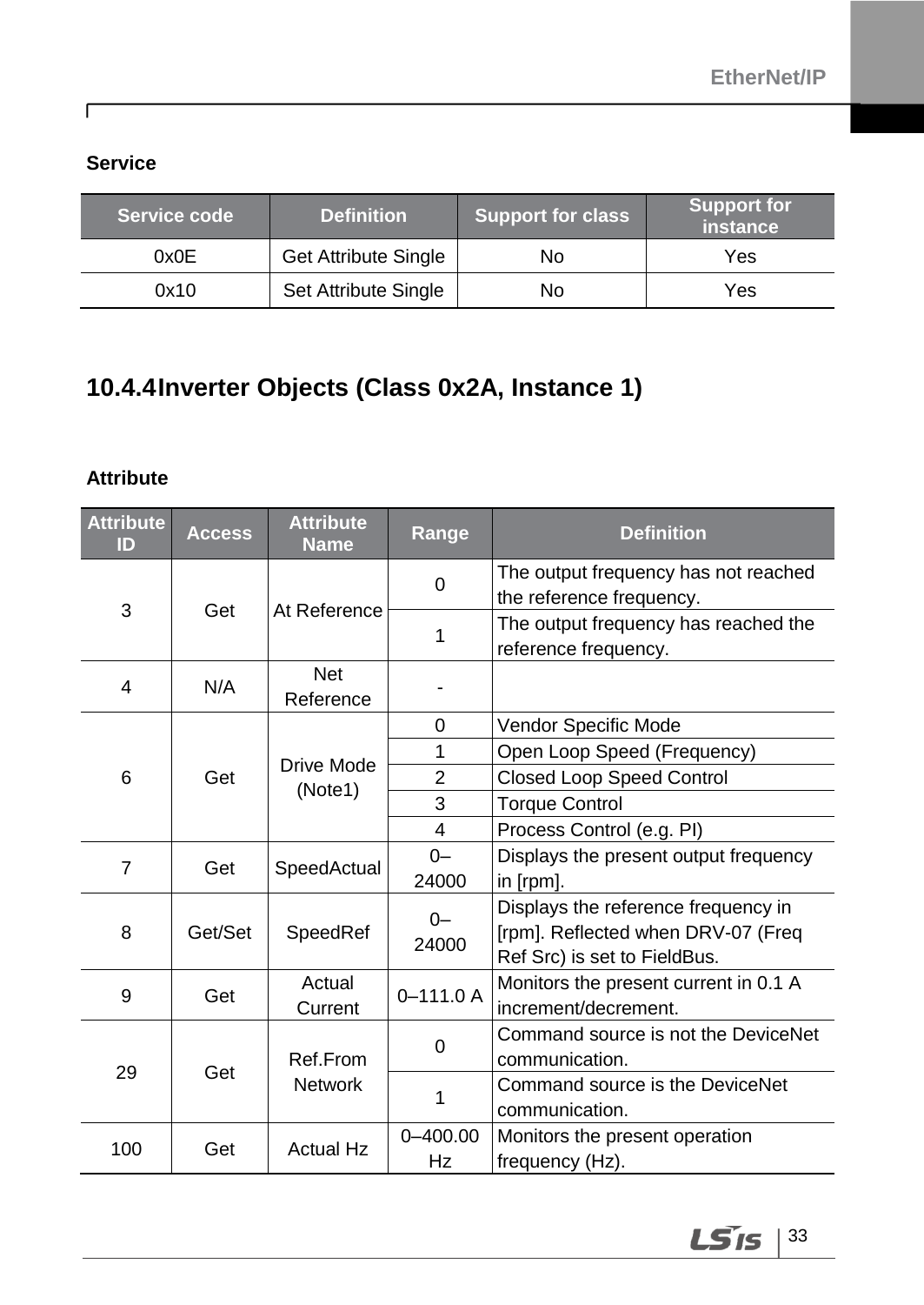**Service**

| Service code | Definition | Support for class | Support for instance |
|---|---|---|---|
| 0x0E | Get Attribute Single | No | Yes |
| 0x10 | Set Attribute Single | No | Yes |

## 10.4.4 Inverter Objects (Class 0x2A, Instance 1)

**Attribute**

| Attribute ID | Access | Attribute Name | Range | Definition |
|---|---|---|---|---|
| 3 | Get | At Reference | 0 | The output frequency has not reached the reference frequency. |
| | | | 1 | The output frequency has reached the reference frequency. |
| 4 | N/A | Net Reference | - | |
| 6 | Get | Drive Mode (Note1) | 0 | Vendor Specific Mode |
| | | | 1 | Open Loop Speed (Frequency) |
| | | | 2 | Closed Loop Speed Control |
| | | | 3 | Torque Control |
| | | | 4 | Process Control (e.g. PI) |
| 7 | Get | SpeedActual | 0–24000 | Displays the present output frequency in [rpm]. |
| 8 | Get/Set | SpeedRef | 0–24000 | Displays the reference frequency in [rpm]. Reflected when DRV-07 (Freq Ref Src) is set to FieldBus. |
| 9 | Get | Actual Current | 0–111.0 A | Monitors the present current in 0.1 A increment/decrement. |
| 29 | Get | Ref.From Network | 0 | Command source is not the DeviceNet communication. |
| | | | 1 | Command source is the DeviceNet communication. |
| 100 | Get | Actual Hz | 0–400.00 Hz | Monitors the present operation frequency (Hz). |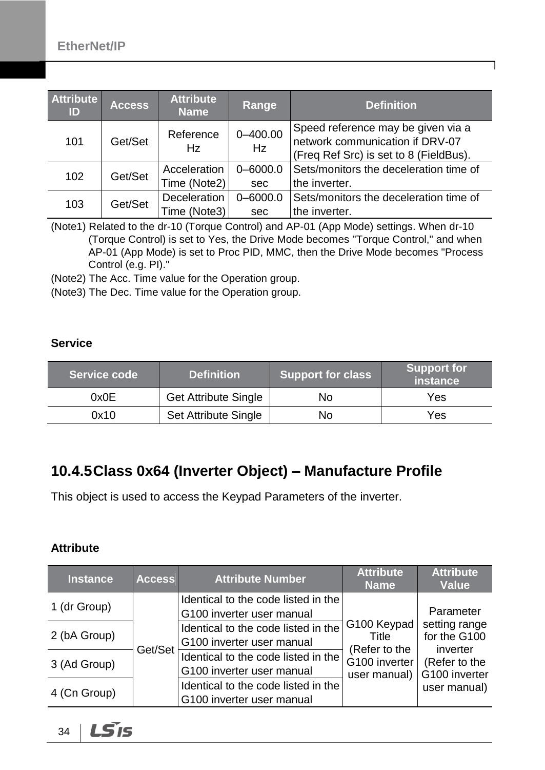| Attribute ID | Access | Attribute Name | Range | Definition |
|---|---|---|---|---|
| 101 | Get/Set | Reference Hz | 0–400.00 Hz | Speed reference may be given via a network communication if DRV-07 (Freq Ref Src) is set to 8 (FieldBus). |
| 102 | Get/Set | Acceleration Time (Note2) | 0–6000.0 sec | Sets/monitors the deceleration time of the inverter. |
| 103 | Get/Set | Deceleration Time (Note3) | 0–6000.0 sec | Sets/monitors the deceleration time of the inverter. |

(Note1) Related to the dr-10 (Torque Control) and AP-01 (App Mode) settings. When dr-10 (Torque Control) is set to Yes, the Drive Mode becomes "Torque Control," and when AP-01 (App Mode) is set to Proc PID, MMC, then the Drive Mode becomes "Process Control (e.g. PI)."

(Note2) The Acc. Time value for the Operation group.

(Note3) The Dec. Time value for the Operation group.

**Service**

| Service code | Definition | Support for class | Support for instance |
|---|---|---|---|
| 0x0E | Get Attribute Single | No | Yes |
| 0x10 | Set Attribute Single | No | Yes |

### 10.4.5 Class 0x64 (Inverter Object) – Manufacture Profile

This object is used to access the Keypad Parameters of the inverter.

**Attribute**

| Instance | Access | Attribute Number | Attribute Name | Attribute Value |
|---|---|---|---|---|
| 1 (dr Group) | Get/Set | Identical to the code listed in the G100 inverter user manual | G100 Keypad Title (Refer to the G100 inverter user manual) | Parameter setting range for the G100 inverter (Refer to the G100 inverter user manual) |
| 2 (bA Group) | | Identical to the code listed in the G100 inverter user manual | | |
| 3 (Ad Group) | | Identical to the code listed in the G100 inverter user manual | | |
| 4 (Cn Group) | | Identical to the code listed in the G100 inverter user manual | | |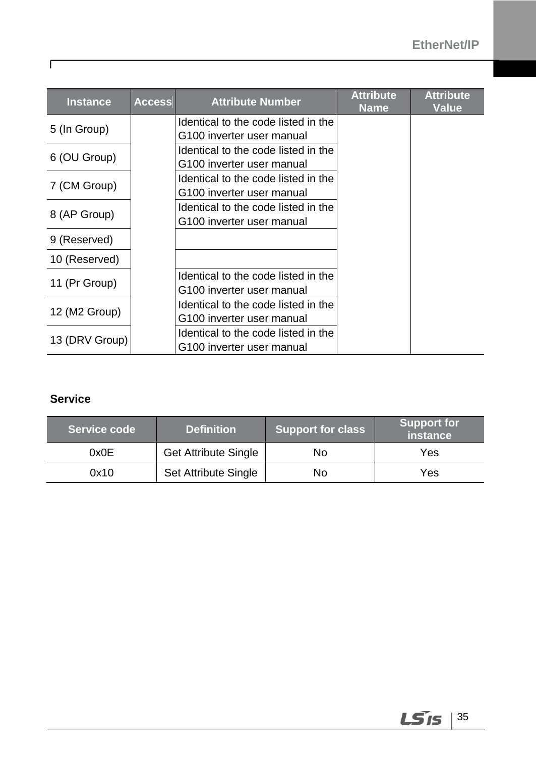| Instance | Access | Attribute Number | Attribute Name | Attribute Value |
|---|---|---|---|---|
| 5 (In Group) | | Identical to the code listed in the G100 inverter user manual | | |
| 6 (OU Group) | | Identical to the code listed in the G100 inverter user manual | | |
| 7 (CM Group) | | Identical to the code listed in the G100 inverter user manual | | |
| 8 (AP Group) | | Identical to the code listed in the G100 inverter user manual | | |
| 9 (Reserved) | | | | |
| 10 (Reserved) | | | | |
| 11 (Pr Group) | | Identical to the code listed in the G100 inverter user manual | | |
| 12 (M2 Group) | | Identical to the code listed in the G100 inverter user manual | | |
| 13 (DRV Group) | | Identical to the code listed in the G100 inverter user manual | | |

**Service**

| Service code | Definition | Support for class | Support for instance |
|---|---|---|---|
| 0x0E | Get Attribute Single | No | Yes |
| 0x10 | Set Attribute Single | No | Yes |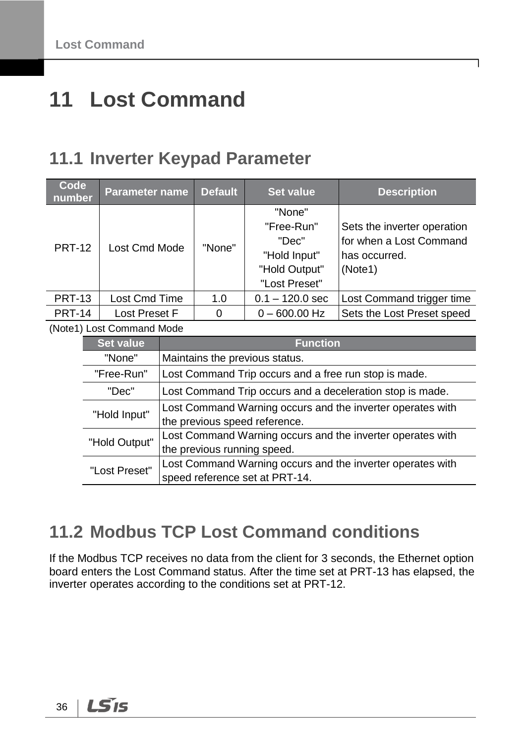# 11 Lost Command

## 11.1 Inverter Keypad Parameter

| Code number | Parameter name | Default | Set value | Description |
|---|---|---|---|---|
| PRT-12 | Lost Cmd Mode | "None" | "None"<br>"Free-Run"<br>"Dec"<br>"Hold Input"<br>"Hold Output"<br>"Lost Preset" | Sets the inverter operation for when a Lost Command has occurred.<br>(Note1) |
| PRT-13 | Lost Cmd Time | 1.0 | 0.1 – 120.0 sec | Lost Command trigger time |
| PRT-14 | Lost Preset F | 0 | 0 – 600.00 Hz | Sets the Lost Preset speed |

(Note1) Lost Command Mode

| Set value | Function |
|---|---|
| "None" | Maintains the previous status. |
| "Free-Run" | Lost Command Trip occurs and a free run stop is made. |
| "Dec" | Lost Command Trip occurs and a deceleration stop is made. |
| "Hold Input" | Lost Command Warning occurs and the inverter operates with the previous speed reference. |
| "Hold Output" | Lost Command Warning occurs and the inverter operates with the previous running speed. |
| "Lost Preset" | Lost Command Warning occurs and the inverter operates with speed reference set at PRT-14. |

## 11.2 Modbus TCP Lost Command conditions

If the Modbus TCP receives no data from the client for 3 seconds, the Ethernet option board enters the Lost Command status. After the time set at PRT-13 has elapsed, the inverter operates according to the conditions set at PRT-12.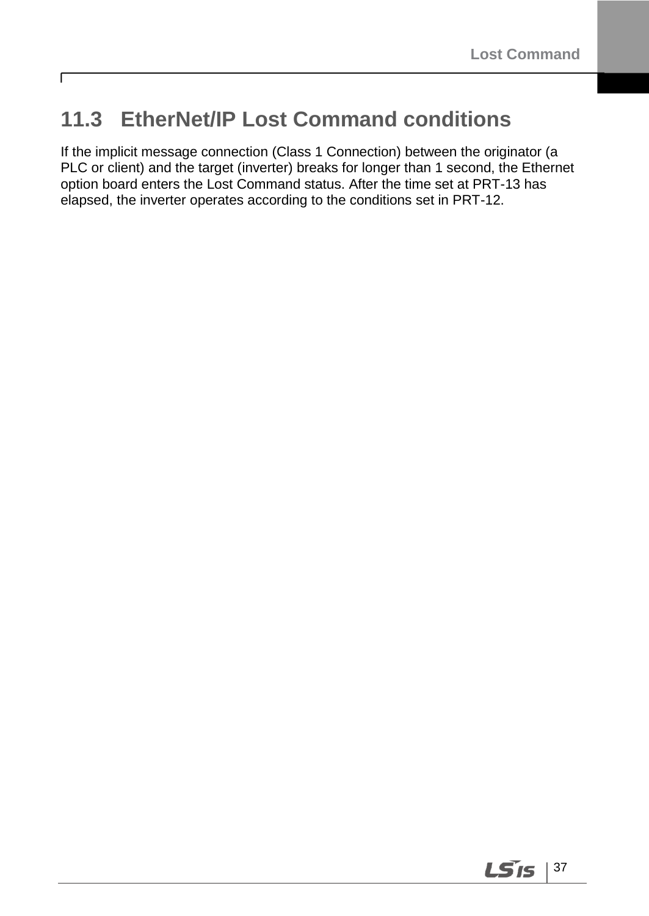## 11.3 EtherNet/IP Lost Command conditions

If the implicit message connection (Class 1 Connection) between the originator (a PLC or client) and the target (inverter) breaks for longer than 1 second, the Ethernet option board enters the Lost Command status. After the time set at PRT-13 has elapsed, the inverter operates according to the conditions set in PRT-12.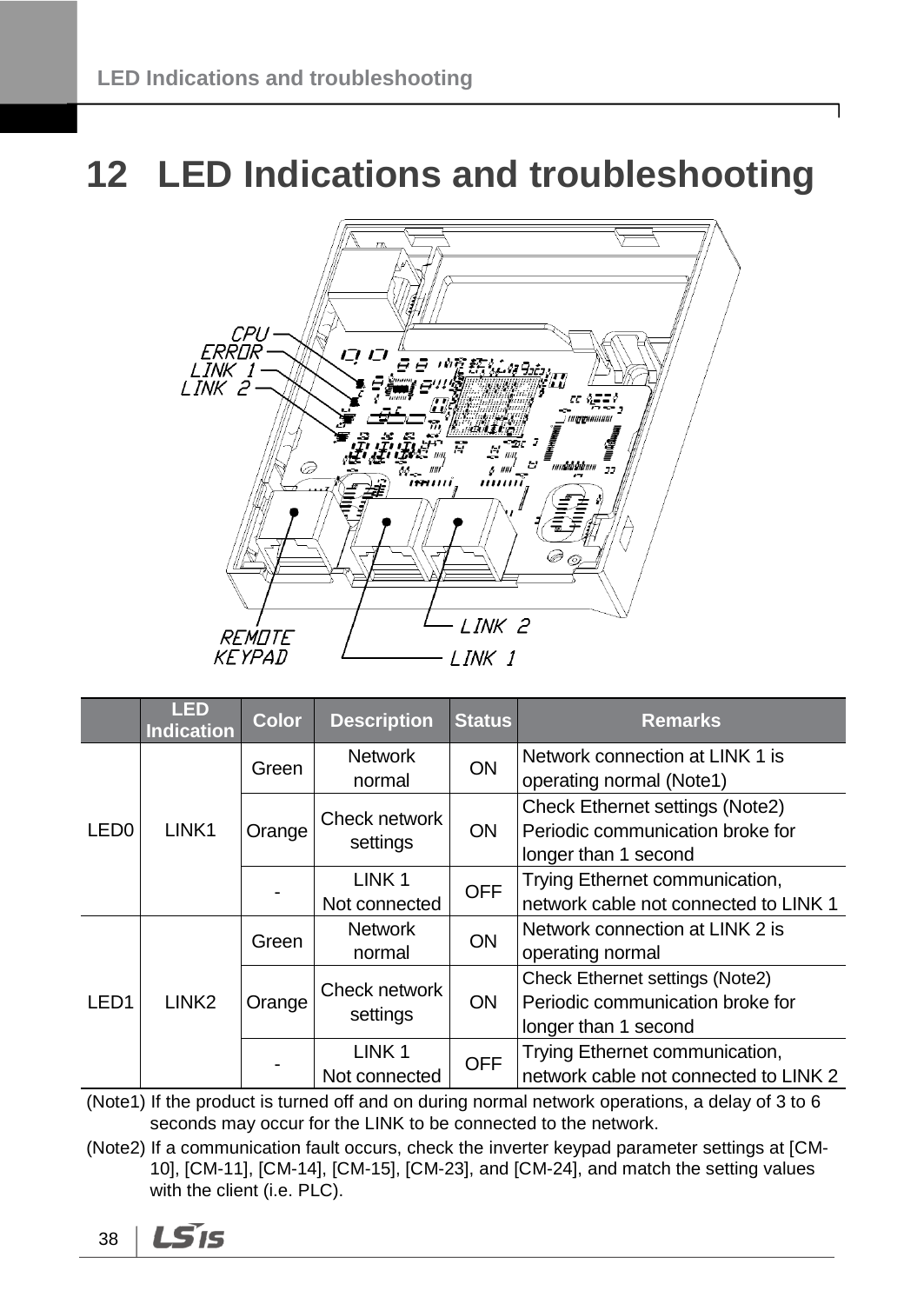# 12 LED Indications and troubleshooting

| | LED Indication | Color | Description | Status | Remarks |
|---|---|---|---|---|---|
| LED0 | LINK1 | Green | Network normal | ON | Network connection at LINK 1 is operating normal (Note1) |
| | | Orange | Check network settings | ON | Check Ethernet settings (Note2) Periodic communication broke for longer than 1 second |
| | | - | LINK 1 Not connected | OFF | Trying Ethernet communication, network cable not connected to LINK 1 |
| LED1 | LINK2 | Green | Network normal | ON | Network connection at LINK 2 is operating normal |
| | | Orange | Check network settings | ON | Check Ethernet settings (Note2) Periodic communication broke for longer than 1 second |
| | | - | LINK 1 Not connected | OFF | Trying Ethernet communication, network cable not connected to LINK 2 |

(Note1) If the product is turned off and on during normal network operations, a delay of 3 to 6 seconds may occur for the LINK to be connected to the network.

(Note2) If a communication fault occurs, check the inverter keypad parameter settings at [CM-10], [CM-11], [CM-14], [CM-15], [CM-23], and [CM-24], and match the setting values with the client (i.e. PLC).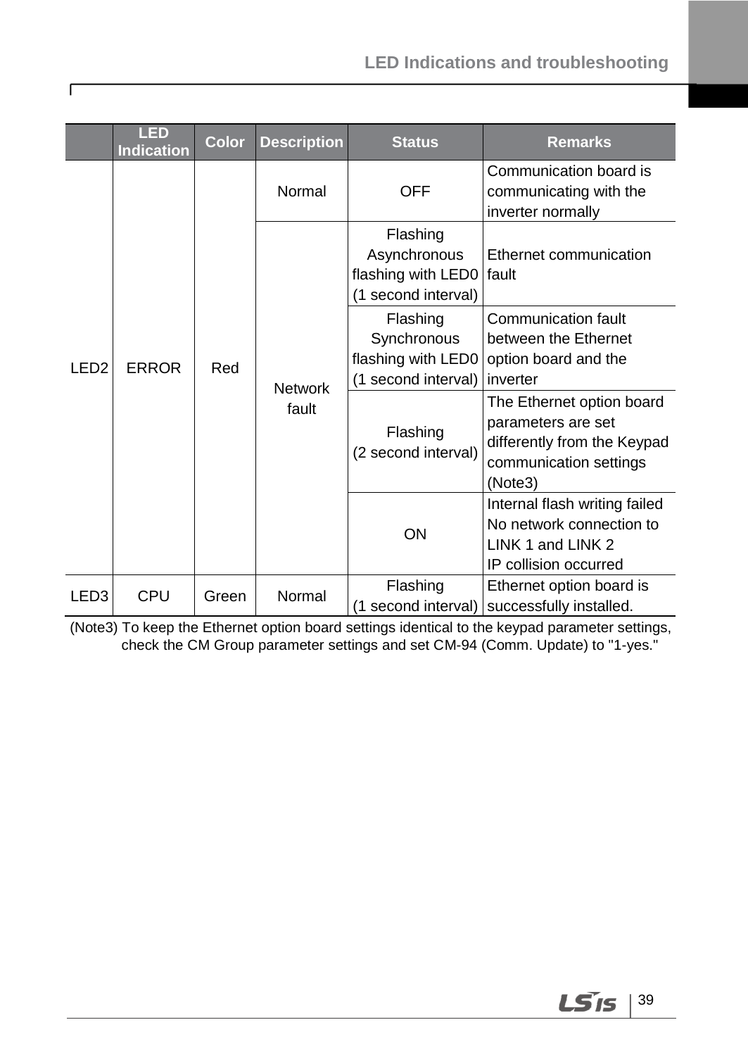| | LED Indication | Color | Description | Status | Remarks |
|---|---|---|---|---|---|
| LED2 | ERROR | Red | Normal | OFF | Communication board is communicating with the inverter normally |
| | | | Network fault | Flashing Asynchronous flashing with LED0 (1 second interval) | Ethernet communication fault |
| | | | | Flashing Synchronous flashing with LED0 (1 second interval) | Communication fault between the Ethernet option board and the inverter |
| | | | | Flashing (2 second interval) | The Ethernet option board parameters are set differently from the Keypad communication settings (Note3) |
| | | | | ON | Internal flash writing failed No network connection to LINK 1 and LINK 2 IP collision occurred |
| LED3 | CPU | Green | Normal | Flashing (1 second interval) | Ethernet option board is successfully installed. |

(Note3) To keep the Ethernet option board settings identical to the keypad parameter settings, check the CM Group parameter settings and set CM-94 (Comm. Update) to "1-yes."